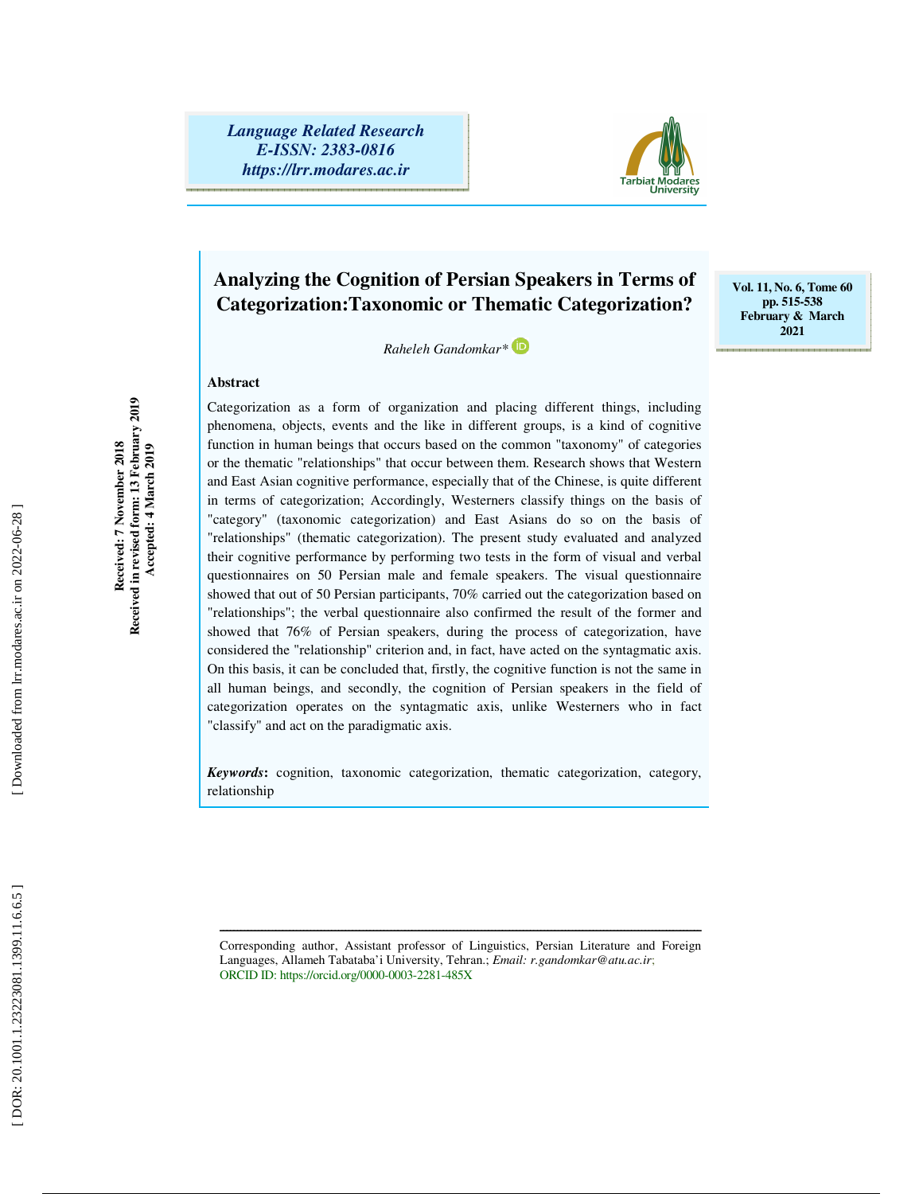# Analyzing the Cognition of Persian Speakers in Terms of Categorization:Taxonomic or Thematic Categorization?

*Raheleh Gandomkar**

Received: 7 November 2018
Received in revised form: 13 February 2019
Accepted: 4 March 2019

## Abstract

Categorization as a form of organization and placing different things, including phenomena, objects, events and the like in different groups, is a kind of cognitive function in human beings that occurs based on the common "taxonomy" of categories or the thematic "relationships" that occur between them. Research shows that Western and East Asian cognitive performance, especially that of the Chinese, is quite different in terms of categorization; Accordingly, Westerners classify things on the basis of "category" (taxonomic categorization) and East Asians do so on the basis of "relationships" (thematic categorization). The present study evaluated and analyzed their cognitive performance by performing two tests in the form of visual and verbal questionnaires on 50 Persian male and female speakers. The visual questionnaire showed that out of 50 Persian participants, 70% carried out the categorization based on "relationships"; the verbal questionnaire also confirmed the result of the former and showed that 76% of Persian speakers, during the process of categorization, have considered the "relationship" criterion and, in fact, have acted on the syntagmatic axis. On this basis, it can be concluded that, firstly, the cognitive function is not the same in all human beings, and secondly, the cognition of Persian speakers in the field of categorization operates on the syntagmatic axis, unlike Westerners who in fact "classify" and act on the paradigmatic axis.

***Keywords***: cognition, taxonomic categorization, thematic categorization, category, relationship

---

Corresponding author, Assistant professor of Linguistics, Persian Literature and Foreign Languages, Allameh Tabataba'i University, Tehran.; *Email: r.gandomkar@atu.ac.ir*;
ORCID ID: https://orcid.org/0000-0003-2281-485X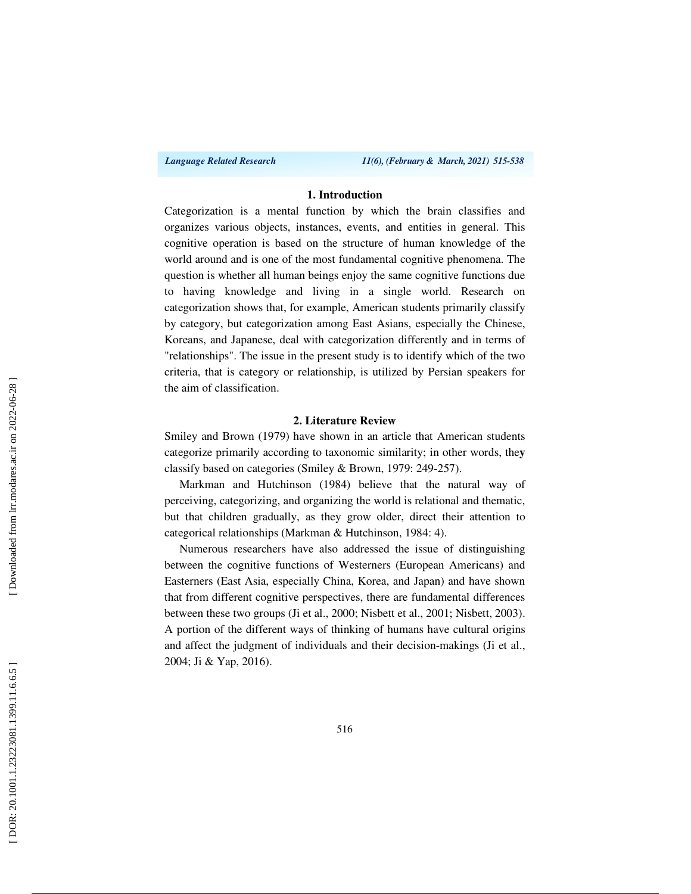## 1. Introduction

Categorization is a mental function by which the brain classifies and organizes various objects, instances, events, and entities in general. This cognitive operation is based on the structure of human knowledge of the world around and is one of the most fundamental cognitive phenomena. The question is whether all human beings enjoy the same cognitive functions due to having knowledge and living in a single world. Research on categorization shows that, for example, American students primarily classify by category, but categorization among East Asians, especially the Chinese, Koreans, and Japanese, deal with categorization differently and in terms of "relationships". The issue in the present study is to identify which of the two criteria, that is category or relationship, is utilized by Persian speakers for the aim of classification.

## 2. Literature Review

Smiley and Brown (1979) have shown in an article that American students categorize primarily according to taxonomic similarity; in other words, they classify based on categories (Smiley & Brown, 1979: 249-257).

Markman and Hutchinson (1984) believe that the natural way of perceiving, categorizing, and organizing the world is relational and thematic, but that children gradually, as they grow older, direct their attention to categorical relationships (Markman & Hutchinson, 1984: 4).

Numerous researchers have also addressed the issue of distinguishing between the cognitive functions of Westerners (European Americans) and Easterners (East Asia, especially China, Korea, and Japan) and have shown that from different cognitive perspectives, there are fundamental differences between these two groups (Ji et al., 2000; Nisbett et al., 2001; Nisbett, 2003). A portion of the different ways of thinking of humans have cultural origins and affect the judgment of individuals and their decision-makings (Ji et al., 2004; Ji & Yap, 2016).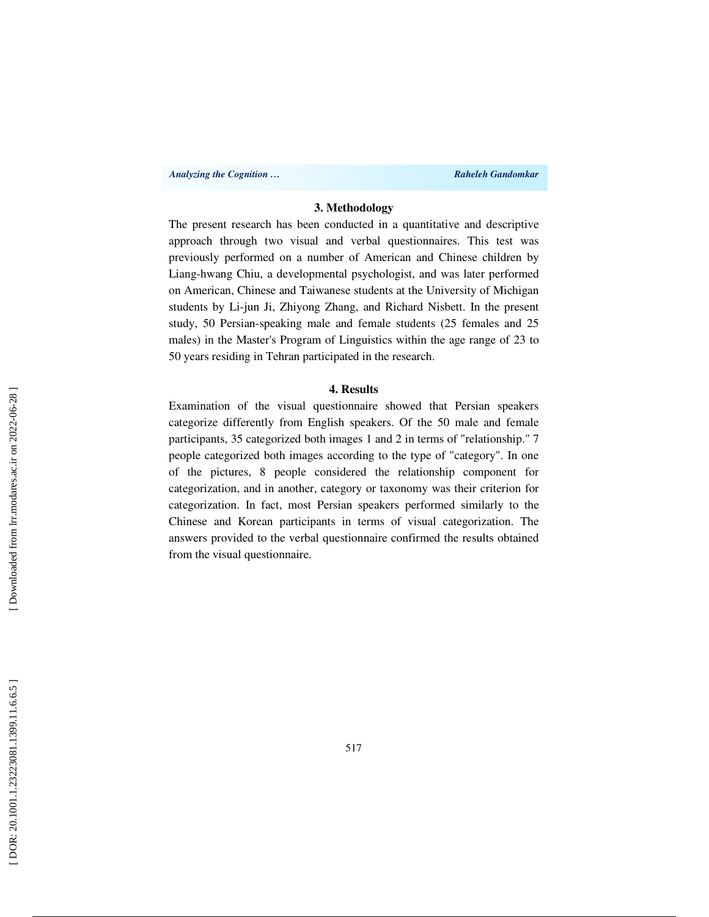### 3. Methodology

The present research has been conducted in a quantitative and descriptive approach through two visual and verbal questionnaires. This test was previously performed on a number of American and Chinese children by Liang-hwang Chiu, a developmental psychologist, and was later performed on American, Chinese and Taiwanese students at the University of Michigan students by Li-jun Ji, Zhiyong Zhang, and Richard Nisbett. In the present study, 50 Persian-speaking male and female students (25 females and 25 males) in the Master's Program of Linguistics within the age range of 23 to 50 years residing in Tehran participated in the research.

### 4. Results

Examination of the visual questionnaire showed that Persian speakers categorize differently from English speakers. Of the 50 male and female participants, 35 categorized both images 1 and 2 in terms of "relationship." 7 people categorized both images according to the type of "category". In one of the pictures, 8 people considered the relationship component for categorization, and in another, category or taxonomy was their criterion for categorization. In fact, most Persian speakers performed similarly to the Chinese and Korean participants in terms of visual categorization. The answers provided to the verbal questionnaire confirmed the results obtained from the visual questionnaire.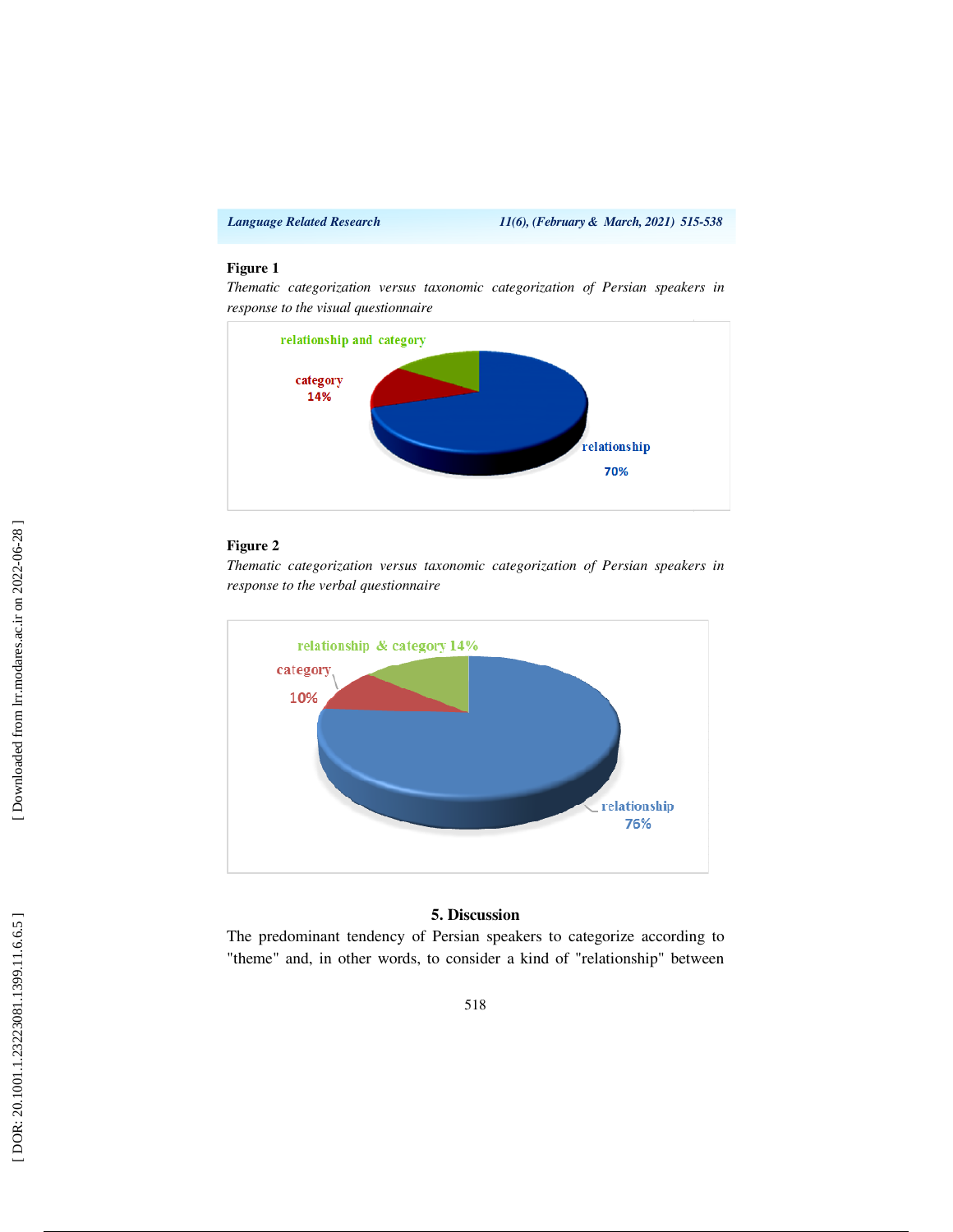**Figure 1**

*Thematic categorization versus taxonomic categorization of Persian speakers in response to the visual questionnaire*

relationship and category

category 14%

relationship 70%

**Figure 2**

*Thematic categorization versus taxonomic categorization of Persian speakers in response to the verbal questionnaire*

relationship & category 14%

category 10%

relationship 76%

## 5. Discussion

The predominant tendency of Persian speakers to categorize according to "theme" and, in other words, to consider a kind of "relationship" between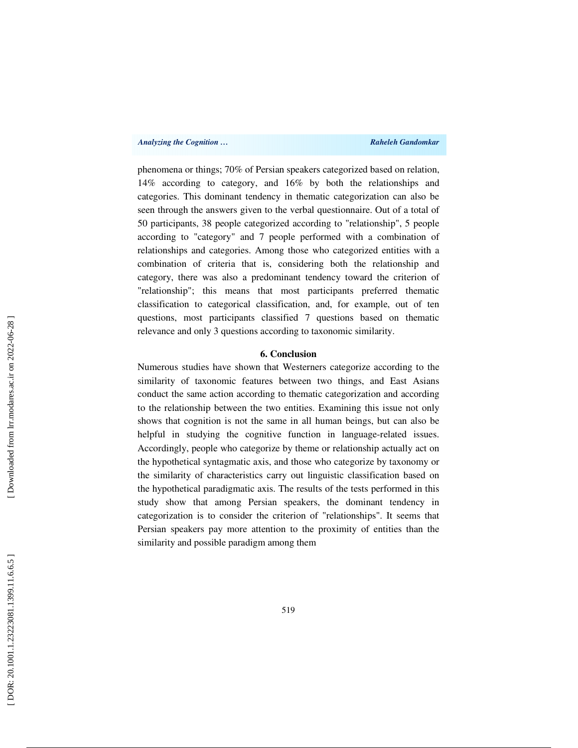phenomena or things; 70% of Persian speakers categorized based on relation, 14% according to category, and 16% by both the relationships and categories. This dominant tendency in thematic categorization can also be seen through the answers given to the verbal questionnaire. Out of a total of 50 participants, 38 people categorized according to "relationship", 5 people according to "category" and 7 people performed with a combination of relationships and categories. Among those who categorized entities with a combination of criteria that is, considering both the relationship and category, there was also a predominant tendency toward the criterion of "relationship"; this means that most participants preferred thematic classification to categorical classification, and, for example, out of ten questions, most participants classified 7 questions based on thematic relevance and only 3 questions according to taxonomic similarity.

## 6. Conclusion

Numerous studies have shown that Westerners categorize according to the similarity of taxonomic features between two things, and East Asians conduct the same action according to thematic categorization and according to the relationship between the two entities. Examining this issue not only shows that cognition is not the same in all human beings, but can also be helpful in studying the cognitive function in language-related issues. Accordingly, people who categorize by theme or relationship actually act on the hypothetical syntagmatic axis, and those who categorize by taxonomy or the similarity of characteristics carry out linguistic classification based on the hypothetical paradigmatic axis. The results of the tests performed in this study show that among Persian speakers, the dominant tendency in categorization is to consider the criterion of "relationships". It seems that Persian speakers pay more attention to the proximity of entities than the similarity and possible paradigm among them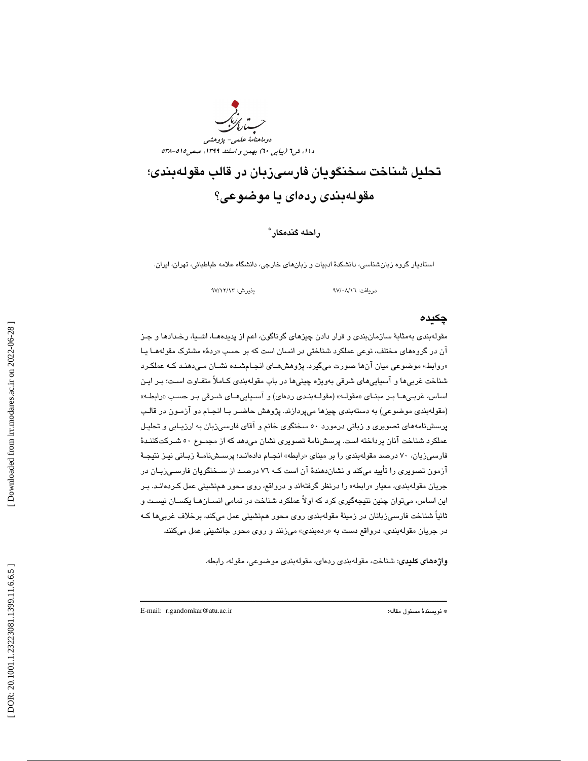# تحلیل شناخت سخنگویان فارسی‌زبان در قالب مقوله‌بندی؛ مقوله‌بندی رده‌ای یا موضوعی؟

**راحله گندمکار**[*]

استادیار گروه زبان‌شناسی، دانشکدهٔ ادبیات و زبان‌های خارجی، دانشگاه علامه طباطبائی، تهران، ایران.

دریافت: ۹۷/۰۸/۱۶ پذیرش: ۹۷/۱۲/۱۳

## چکیده

مقوله‌بندی به‌مثابهٔ سازمان‌بندی و قرار دادن چیزهای گوناگون، اعم از پدیده‌ها، اشیا، رخدادها و جز آن در گروه‌های مختلف، نوعی عملکرد شناختی در انسان است که بر حسب «ردهٔ» مشترک مقوله‌ها یا «روابط» موضوعی میان آن‌ها صورت می‌گیرد. پژوهش‌های انجام‌شده نشان می‌دهند که عملکرد شناخت غربی‌ها و آسیایی‌های شرقی به‌ویژه چینی‌ها در باب مقوله‌بندی کاملاً متفاوت است؛ بر این اساس، غربی‌ها بر مبنای «مقوله» (مقوله‌بندی رده‌ای) و آسیایی‌های شرقی بر حسب «رابطه» (مقوله‌بندی موضوعی) به دسته‌بندی چیزها می‌پردازند. پژوهش حاضر با انجام دو آزمون در قالب پرسش‌نامه‌های تصویری و زبانی درمورد ۵۰ سخنگوی خانم و آقای فارسی‌زبان به ارزیابی و تحلیل عملکرد شناخت آنان پرداخته است. پرسش‌نامهٔ تصویری نشان می‌دهد که از مجموع ۵۰ شرکت‌کنندهٔ فارسی‌زبان، ۷۰ درصد مقوله‌بندی را بر مبنای «رابطه» انجام داده‌اند؛ پرسش‌نامهٔ زبانی نیز نتیجهٔ آزمون تصویری را تأیید می‌کند و نشان‌دهندهٔ آن است که ۷۶ درصد از سخنگویان فارسی‌زبان در جریان مقوله‌بندی، معیار «رابطه» را درنظر گرفته‌اند و درواقع، روی محور همنشینی عمل کرده‌اند. بر این اساس، می‌توان چنین نتیجه‌گیری کرد که اولاً عملکرد شناخت در تمامی انسان‌ها یکسان نیست و ثانیاً شناخت فارسی‌زبانان در زمینهٔ مقوله‌بندی روی محور هم‌نشینی عمل می‌کند، برخلاف غربی‌ها که در جریان مقوله‌بندی، درواقع دست به «رده‌بندی» می‌زنند و روی محور جانشینی عمل می‌کنند.

**واژه‌های کلیدی**: شناخت، مقوله‌بندی رده‌ای، مقوله‌بندی موضوعی، مقوله، رابطه.

---

[*] نویسندهٔ مسئول مقاله: E-mail: r.gandomkar@atu.ac.ir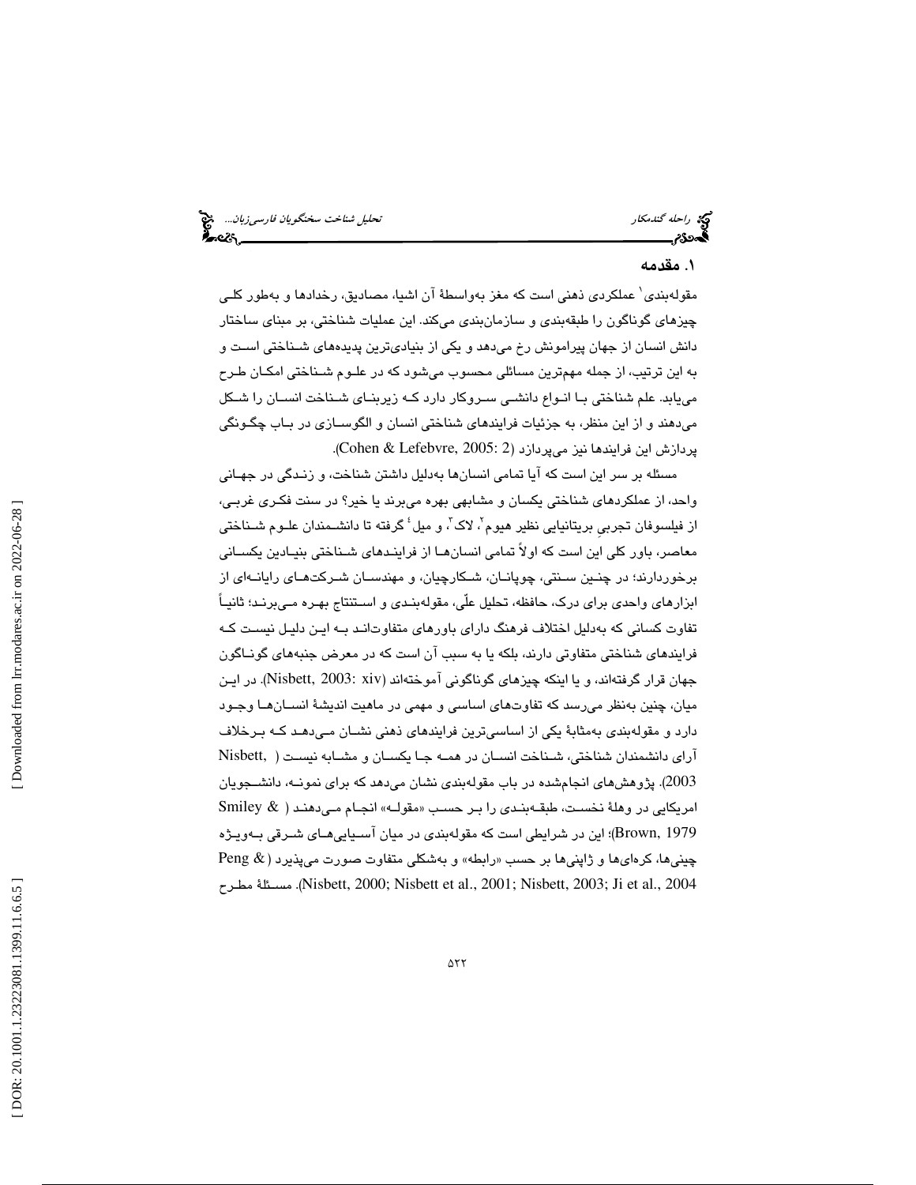## ۱. مقدمه

مقوله‌بندی[1] عملکردی ذهنی است که مغز به‌واسطهٔ آن اشیا، مصادیق، رخدادها و به‌طور کلی چیزهای گوناگون را طبقه‌بندی و سازمان‌بندی می‌کند. این عملیات شناختی، بر مبنای ساختار دانش انسان از جهان پیرامونش رخ می‌دهد و یکی از بنیادی‌ترین پدیده‌های شناختی است و به این ترتیب، از جمله مهم‌ترین مسائلی محسوب می‌شود که در علوم شناختی امکان طرح می‌یابد. علم شناختی با انواع دانشی سروکار دارد که زیربنای شناخت انسان را شکل می‌دهند و از این منظر، به جزئیات فرایندهای شناختی انسان و الگوسازی در باب چگونگی پردازش این فرایندها نیز می‌پردازد (Cohen & Lefebvre, 2005: 2).

مسئله بر سر این است که آیا تمامی انسان‌ها به‌دلیل داشتن شناخت، و زندگی در جهانی واحد، از عملکردهای شناختی یکسان و مشابهی بهره می‌برند یا خیر؟ در سنت فکری غربی، از فیلسوفان تجربیِ بریتانیایی نظیر هیوم[2]، لاک[3]، و میل[4] گرفته تا دانشمندان علوم شناختی معاصر، باور کلی این است که اولاً تمامی انسان‌ها از فرایندهای شناختی بنیادین یکسانی برخوردارند؛ در چنین سنتی، چوپانان، شکارچیان، و مهندسان شرکت‌های رایانه‌ای از ابزارهای واحدی برای درک، حافظه، تحلیل علّی، مقوله‌بندی و استنتاج بهره می‌برند؛ ثانیاً تفاوت کسانی که به‌دلیل اختلاف فرهنگ دارای باورهای متفاوت‌اند به این دلیل نیست که فرایندهای شناختی متفاوتی دارند، بلکه یا به سبب آن است که در معرض جنبه‌های گوناگون جهان قرار گرفته‌اند، و یا اینکه چیزهای گوناگونی آموخته‌اند (Nisbett, 2003: xiv). در این میان، چنین به‌نظر می‌رسد که تفاوت‌های اساسی و مهمی در ماهیت اندیشهٔ انسان‌ها وجود دارد و مقوله‌بندی به‌مثابهٔ یکی از اساسی‌ترین فرایندهای ذهنی نشان می‌دهد که برخلاف آرای دانشمندان شناختی، شناخت انسان در همه جا یکسان و مشابه نیست (Nisbett, 2003). پژوهش‌های انجام‌شده در باب مقوله‌بندی نشان می‌دهد که برای نمونه، دانشجویان امریکایی در وهلهٔ نخست، طبقه‌بندی را بر حسب «مقوله» انجام می‌دهند (Smiley & Brown, 1979)؛ این در شرایطی است که مقوله‌بندی در میان آسیایی‌های شرقی به‌ویژه چینی‌ها، کره‌ای‌ها و ژاپنی‌ها بر حسب «رابطه» و به‌شکلی متفاوت صورت می‌پذیرد (Peng & Nisbett, 2000; Nisbett et al., 2001; Nisbett, 2003; Ji et al., 2004). مسئلهٔ مطرح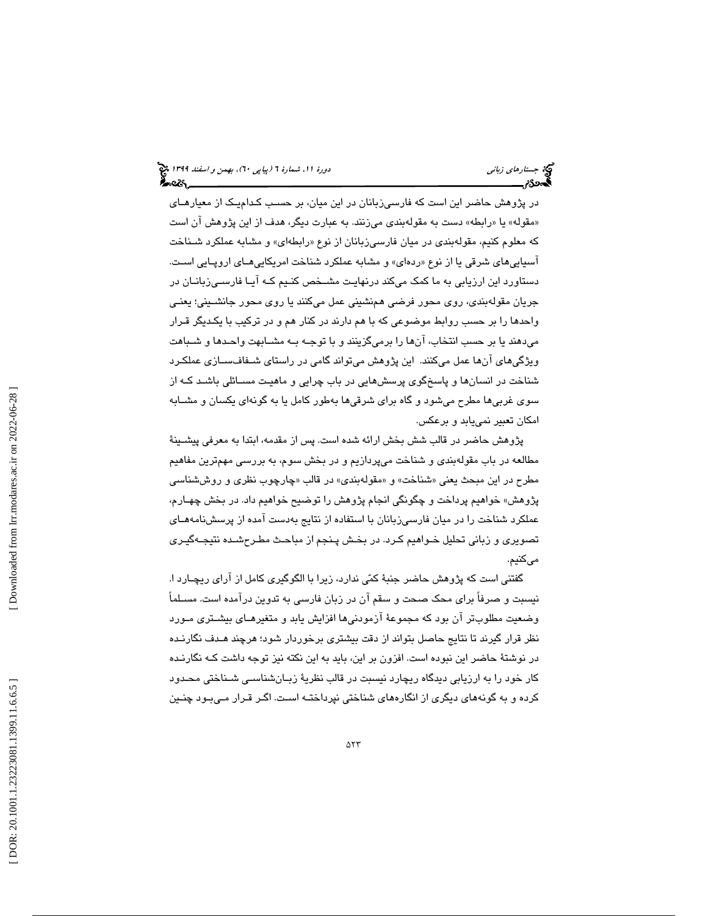در پژوهش حاضر این است که فارسی‌زبانان در این میان، بر حسب کدام‌یک از معیارهای «مقوله» یا «رابطه» دست به مقوله‌بندی می‌زنند. به عبارت دیگر، هدف از این پژوهش آن است که معلوم کنیم، مقوله‌بندی در میان فارسی‌زبانان از نوع «رابطه‌ای» و مشابه عملکرد شناخت آسیایی‌های شرقی یا از نوع «رده‌ای» و مشابه عملکرد شناخت امریکایی‌های اروپایی است. دستاورد این ارزیابی به ما کمک می‌کند درنهایت مشخص کنیم که آیا فارسی‌زبانان در جریان مقوله‌بندی، روی محور فرضی هم‌نشینی عمل می‌کنند یا روی محور جانشینی؛ یعنی واحدها را بر حسب روابط موضوعی که با هم دارند در کنار هم و در ترکیب با یکدیگر قرار می‌دهند یا بر حسب انتخاب، آن‌ها را برمی‌گزینند و با توجه به مشابهت واحدها و شباهت ویژگی‌های آن‌ها عمل می‌کنند. این پژوهش می‌تواند گامی در راستای شفاف‌سازی عملکرد شناخت در انسان‌ها و پاسخ‌گوی پرسش‌هایی در باب چرایی و ماهیت مسائلی باشد که از سوی غربی‌ها مطرح می‌شود و گاه برای شرقی‌ها به‌طور کامل یا به گونه‌ای یکسان و مشابه امکان تعبیر نمی‌یابد و برعکس.

پژوهش حاضر در قالب شش بخش ارائه شده است. پس از مقدمه، ابتدا به معرفی پیشینهٔ مطالعه در باب مقوله‌بندی و شناخت می‌پردازیم و در بخش سوم، به بررسی مهم‌ترین مفاهیم مطرح در این مبحث یعنی «شناخت» و «مقوله‌بندی» در قالب «چارچوب نظری و روش‌شناسی پژوهش» خواهیم پرداخت و چگونگی انجام پژوهش را توضیح خواهیم داد. در بخش چهارم، عملکرد شناخت را در میان فارسی‌زبانان با استفاده از نتایج به‌دست آمده از پرسش‌نامه‌های تصویری و زبانی تحلیل خواهیم کرد. در بخش پنجم از مباحث مطرح‌شده نتیجه‌گیری می‌کنیم.

گفتنی است که پژوهش حاضر جنبهٔ کمّی ندارد، زیرا با الگوگیری کامل از آرای ریچارد ا. نیسبت و صرفاً برای محک صحت و سقم آن در زبان فارسی به تدوین درآمده است. مسلماً وضعیت مطلوب‌تر آن بود که مجموعهٔ آزمودنی‌ها افزایش یابد و متغیرهای بیشتری مورد نظر قرار گیرند تا نتایج حاصل بتواند از دقت بیشتری برخوردار شود؛ هرچند هدف نگارنده در نوشتهٔ حاضر این نبوده است. افزون بر این، باید به این نکته نیز توجه داشت که نگارنده کار خود را به ارزیابی دیدگاه ریچارد نیسبت در قالب نظریهٔ زبان‌شناسی شناختی محدود کرده و به گونه‌های دیگری از انگاره‌های شناختی نپرداخته است. اگر قرار می‌بود چنین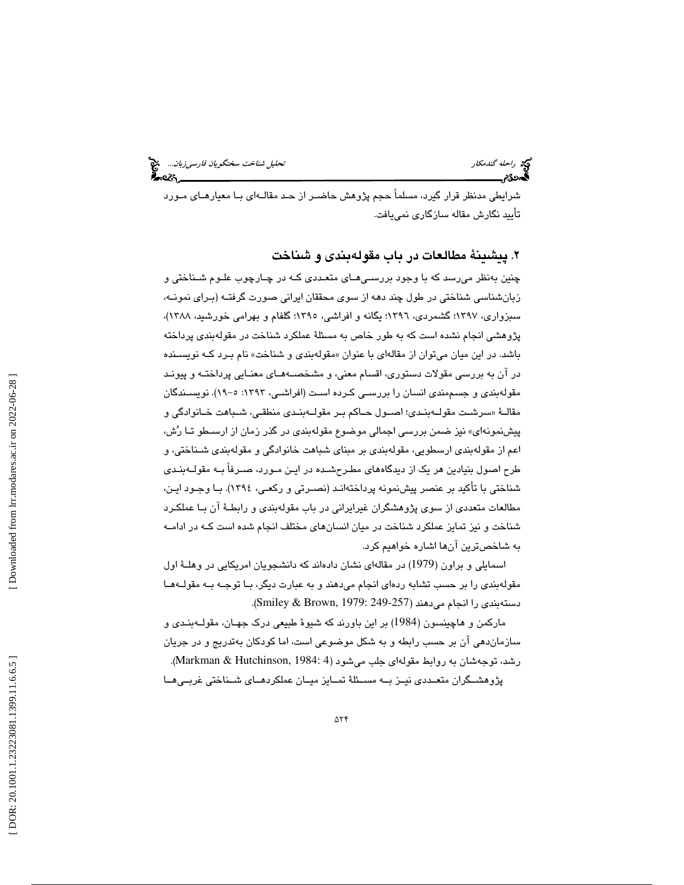شرایطی مدنظر قرار گیرد، مسلماً حجم پژوهش حاضر از حد مقاله‌ای با معیارهای مورد تأیید نگارش مقاله سازگاری نمی‌یافت.

## ۲. پیشینهٔ مطالعات در باب مقوله‌بندی و شناخت

چنین به‌نظر می‌رسد که با وجود بررسی‌های متعددی که در چارچوب علوم شناختی و زبان‌شناسی شناختی در طول چند دهه از سوی محققان ایرانی صورت گرفته (برای نمونه، سبزواری، ۱۳۹۷؛ گشمردی، ۱۳۹٦؛ یگانه و افراشی، ۱۳۹۵؛ گلفام و بهرامی خورشید، ۱۳۸۸)، پژوهشی انجام نشده است که به طور خاص به مسئلهٔ عملکرد شناخت در مقوله‌بندی پرداخته باشد. در این میان می‌توان از مقاله‌ای با عنوان «مقوله‌بندی و شناخت» نام برد که نویسنده در آن به بررسی مقولات دستوری، اقسام معنی، و مشخصه‌های معنایی پرداخته و پیوند مقوله‌بندی و جسم‌مندی انسان را بررسی کرده است (افراشی، ۱۳۹۳: ۵–۱۹). نویسندگان مقالهٔ «سرشت مقوله‌بندی؛ اصول حاکم بر مقوله‌بندی منطقی، شباهت خانوادگی و پیش‌نمونه‌ای» نیز ضمن بررسی اجمالی موضوع مقوله‌بندی در گذر زمان از ارسطو تا رُش، اعم از مقوله‌بندی ارسطویی، مقوله‌بندی بر مبنای شباهت خانوادگی و مقوله‌بندی شناختی، و طرح اصول بنیادین هر یک از دیدگاه‌های مطرح‌شده در این مورد، صرفاً به مقوله‌بندی شناختی با تأکید بر عنصر پیش‌نمونه پرداخته‌اند (نصرتی و رکعی، ۱۳۹٤). با وجود این، مطالعات متعددی از سوی پژوهشگران غیرایرانی در باب مقوله‌بندی و رابطهٔ آن با عملکرد شناخت و نیز تمایز عملکرد شناخت در میان انسان‌های مختلف انجام شده است که در ادامه به شاخص‌ترین آن‌ها اشاره خواهیم کرد.

اسمایلی و براون (1979) در مقاله‌ای نشان داده‌اند که دانشجویان امریکایی در وهلهٔ اول مقوله‌بندی را بر حسب تشابه رده‌ای انجام می‌دهند و به عبارت دیگر، با توجه به مقوله‌ها دسته‌بندی را انجام می‌دهند (Smiley & Brown, 1979: 249-257).

مارکمن و هاچینسون (1984) بر این باورند که شیوهٔ طبیعی درک جهان، مقوله‌بندی و سازمان‌دهی آن بر حسب رابطه و به شکل موضوعی است، اما کودکان به‌تدریج و در جریان رشد، توجه‌شان به روابط مقوله‌ای جلب می‌شود (Markman & Hutchinson, 1984: 4).

پژوهشگران متعددی نیز به مسئلهٔ تمایز میان عملکردهای شناختی غربی‌ها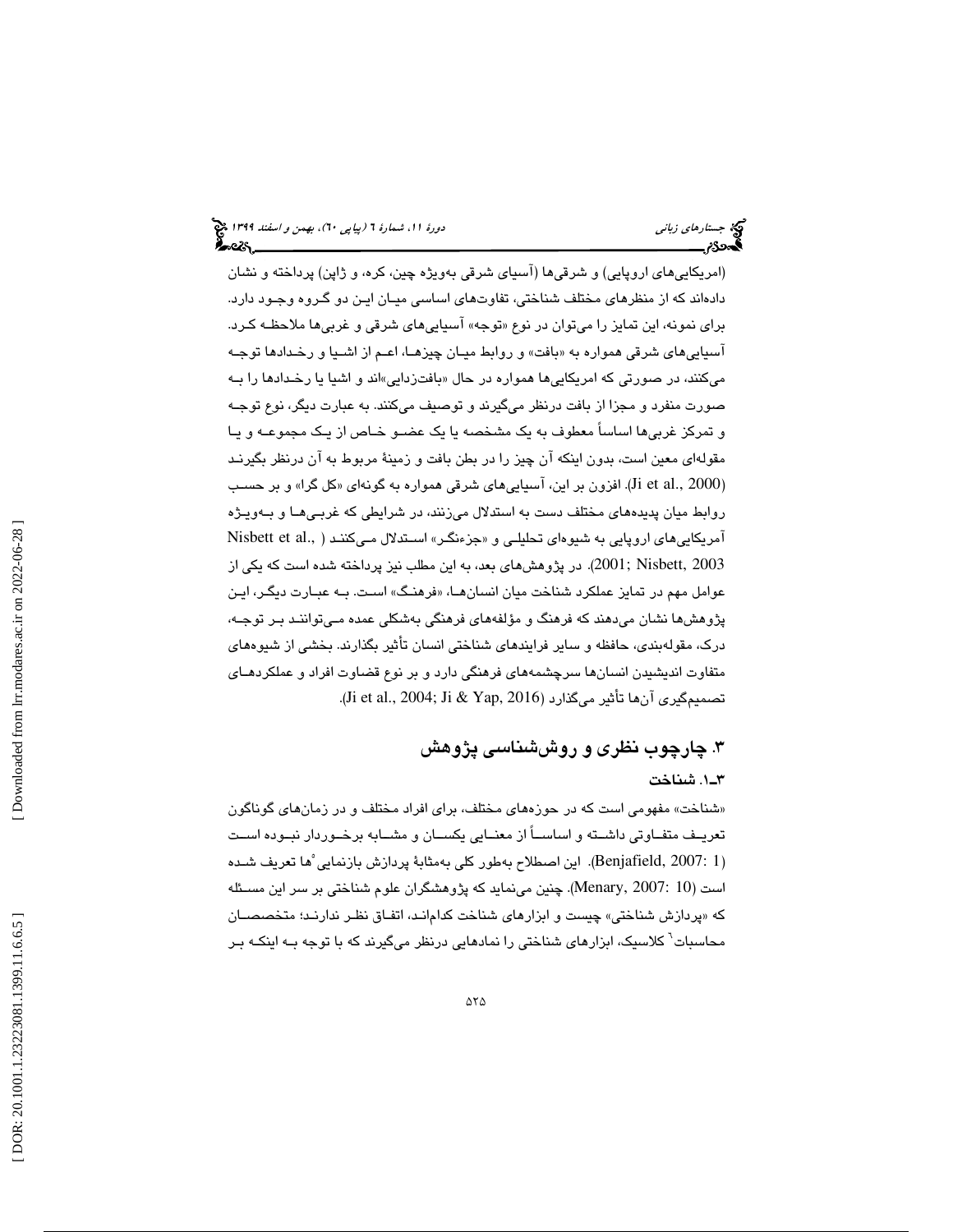(امریکایی‌های اروپایی) و شرقی‌ها (آسیای شرقی به‌ویژه چین، کره، و ژاپن) پرداخته و نشان داده‌اند که از منظرهای مختلف شناختی، تفاوت‌های اساسی میان این دو گروه وجود دارد. برای نمونه، این تمایز را می‌توان در نوع «توجه» آسیایی‌های شرقی و غربی‌ها ملاحظه کرد. آسیایی‌های شرقی همواره به «بافت» و روابط میان چیزها، اعم از اشیا و رخدادها توجه می‌کنند، در صورتی که امریکایی‌ها همواره در حال «بافت‌زدایی»اند و اشیا یا رخدادها را به صورت منفرد و مجزا از بافت درنظر می‌گیرند و توصیف می‌کنند. به عبارت دیگر، نوع توجه و تمرکز غربی‌ها اساساً معطوف به یک مشخصه یا یک عضو خاص از یک مجموعه و یا مقوله‌ای معین است، بدون اینکه آن چیز را در بطن بافت و زمینهٔ مربوط به آن درنظر بگیرند (Ji et al., 2000). افزون بر این، آسیایی‌های شرقی همواره به گونه‌ای «کل گرا» و بر حسب روابط میان پدیده‌های مختلف دست به استدلال می‌زنند، در شرایطی که غربی‌ها و به‌ویژه آمریکایی‌های اروپایی به شیوه‌ای تحلیلی و «جزءنگر» استدلال می‌کنند (Nisbett et al., 2001; Nisbett, 2003). در پژوهش‌های بعد، به این مطلب نیز پرداخته شده است که یکی از عوامل مهم در تمایز عملکرد شناخت میان انسان‌ها، «فرهنگ» است. به عبارت دیگر، این پژوهش‌ها نشان می‌دهند که فرهنگ و مؤلفه‌های فرهنگی به‌شکلی عمده می‌توانند بر توجه، درک، مقوله‌بندی، حافظه و سایر فرایندهای شناختی انسان تأثیر بگذارند. بخشی از شیوه‌های متفاوت اندیشیدن انسان‌ها سرچشمه‌های فرهنگی دارد و بر نوع قضاوت افراد و عملکردهای تصمیم‌گیری آن‌ها تأثیر می‌گذارد (Ji et al., 2004; Ji & Yap, 2016).

## ۳. چارچوب نظری و روش‌شناسی پژوهش

### ۳ـ۱. شناخت

«شناخت» مفهومی است که در حوزه‌های مختلف، برای افراد مختلف و در زمان‌های گوناگون تعریف متفاوتی داشته و اساساً از معنایی یکسان و مشابه برخوردار نبوده است (Benjafield, 2007: 1). این اصطلاح به‌طور کلی به‌مثابهٔ پردازش بازنمایی[5]‌ها تعریف شده است (Menary, 2007: 10). چنین می‌نماید که پژوهشگران علوم شناختی بر سر این مسئله که «پردازش شناختی» چیست و ابزارهای شناخت کدام‌اند، اتفاق نظر ندارند؛ متخصصان محاسبات[6] کلاسیک، ابزارهای شناختی را نمادهایی درنظر می‌گیرند که با توجه به اینکه بر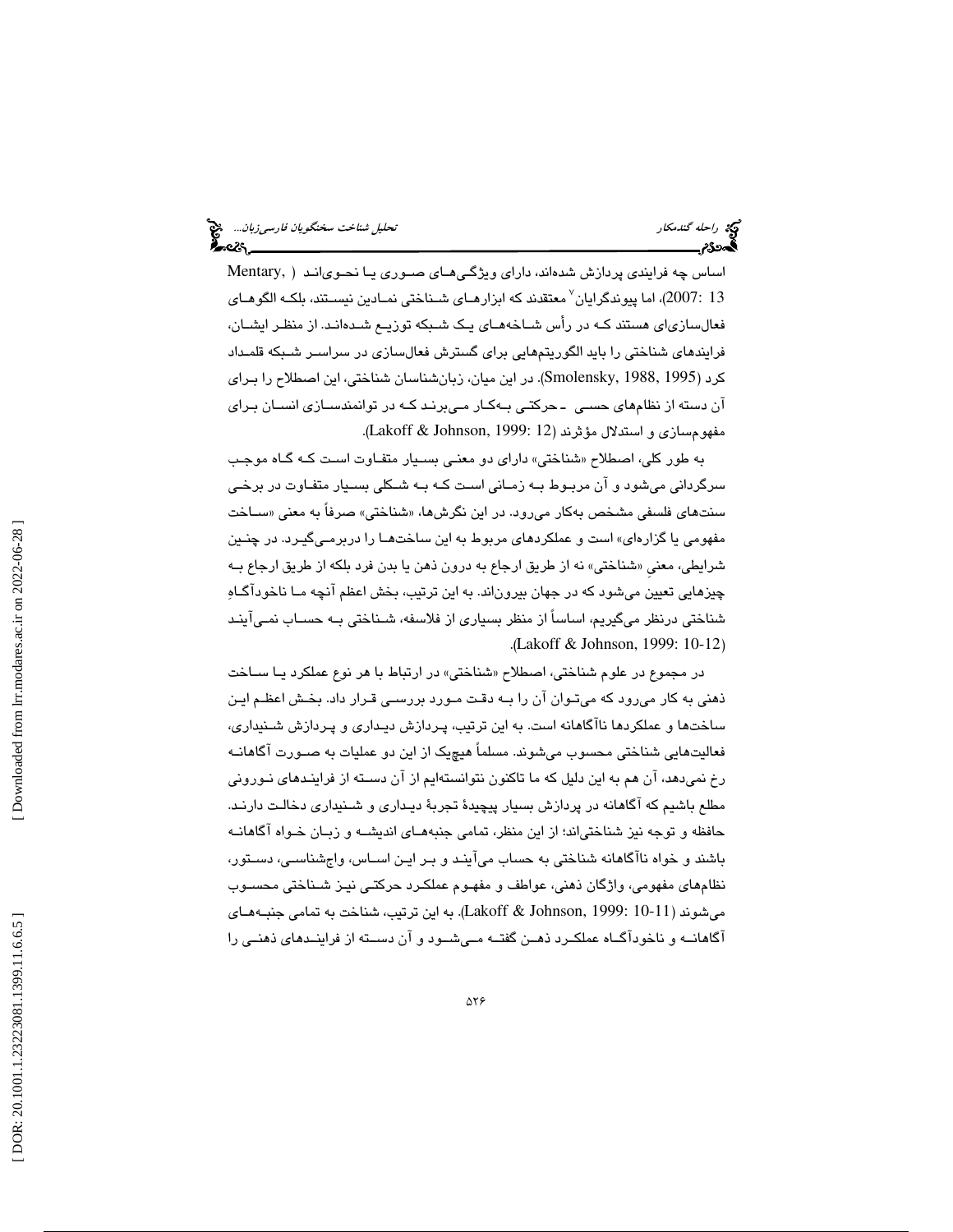اساس چه فرایندی پردازش شده‌اند، دارای ویژگی‌های صوری یا نحوی‌اند (Mentary, 2007: 13)، اما پیوندگرایان[7] معتقدند که ابزارهای شناختی نمادین نیستند، بلکه الگوهای فعال‌سازی‌ای هستند که در رأس شاخه‌های یک شبکه توزیع شده‌اند. از منظر ایشان، فرایندهای شناختی را باید الگوریتم‌هایی برای گسترش فعال‌سازی در سراسر شبکه قلمداد کرد (Smolensky, 1988, 1995). در این میان، زبان‌شناسان شناختی، این اصطلاح را برای آن دسته از نظام‌های حسی ـ حرکتی به‌کار می‌برند که در توانمندسازی انسان برای مفهوم‌سازی و استدلال مؤثرند (Lakoff & Johnson, 1999: 12).

به طور کلی، اصطلاح «شناختی» دارای دو معنی بسیار متفاوت است که گاه موجب سرگردانی می‌شود و آن مربوط به زمانی است که به شکلی بسیار متفاوت در برخی سنت‌های فلسفی مشخص به‌کار می‌رود. در این نگرش‌ها، «شناختی» صرفاً به معنی «ساخت مفهومی یا گزاره‌ای» است و عملکردهای مربوط به این ساخت‌ها را دربرمی‌گیرد. در چنین شرایطی، معنیِ «شناختی» نه از طریق ارجاع به درون ذهن یا بدن فرد بلکه از طریق ارجاع به چیزهایی تعیین می‌شود که در جهان بیرون‌اند. به این ترتیب، بخش اعظم آنچه ما ناخودآگاهِ شناختی درنظر می‌گیریم، اساساً از منظر بسیاری از فلاسفه، شناختی به حساب نمی‌آیند (Lakoff & Johnson, 1999: 10-12).

در مجموع در علوم شناختی، اصطلاح «شناختی» در ارتباط با هر نوع عملکرد یا ساخت ذهنی به کار می‌رود که می‌توان آن را به دقت مورد بررسی قرار داد. بخش اعظم این ساخت‌ها و عملکردها ناآگاهانه است. به این ترتیب، پردازش دیداری و پردازش شنیداری، فعالیت‌هایی شناختی محسوب می‌شوند. مسلماً هیچ‌یک از این دو عملیات به صورت آگاهانه رخ نمی‌دهد، آن هم به این دلیل که ما تاکنون نتوانسته‌ایم از آن دسته از فرایندهای نورونی مطلع باشیم که آگاهانه در پردازش بسیار پیچیدهٔ تجربهٔ دیداری و شنیداری دخالت دارند. حافظه و توجه نیز شناختی‌اند؛ از این منظر، تمامی جنبه‌های اندیشه و زبان خواه آگاهانه باشند و خواه ناآگاهانه شناختی به حساب می‌آیند و بر این اساس، واج‌شناسی، دستور، نظام‌های مفهومی، واژگان ذهنی، عواطف و مفهوم عملکرد حرکتی نیز شناختی محسوب می‌شوند (Lakoff & Johnson, 1999: 10-11). به این ترتیب، شناخت به تمامی جنبه‌های آگاهانه و ناخودآگاه عملکرد ذهن گفته می‌شود و آن دسته از فرایندهای ذهنی را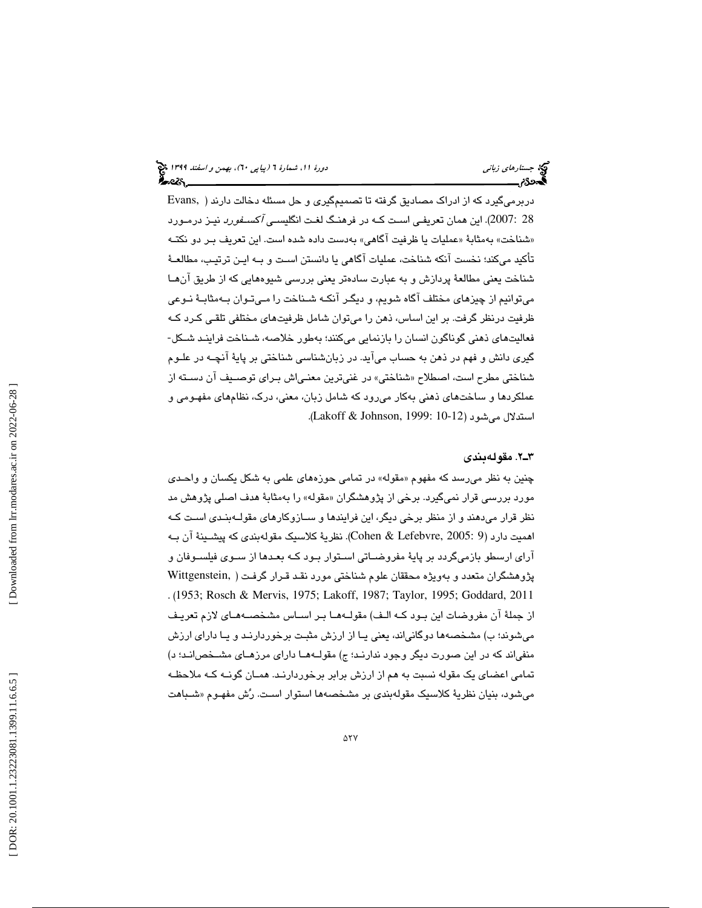دربرمی‌گیرد که از ادراک مصادیق گرفته تا تصمیم‌گیری و حل مسئله دخالت دارند (Evans, 2007: 28). این همان تعریفی است که در فرهنگ لغت انگلیسی *آکسفورد* نیز درمورد «شناخت» به‌مثابهٔ «عملیات یا ظرفیت آگاهی» به‌دست داده شده است. این تعریف بر دو نکته تأکید می‌کند؛ نخست آنکه شناخت، عملیات آگاهی یا دانستن است و به این ترتیب، مطالعهٔ شناخت یعنی مطالعهٔ پردازش و به عبارت ساده‌تر یعنی بررسی شیوه‌هایی که از طریق آن‌ها می‌توانیم از چیزهای مختلف آگاه شویم، و دیگر آنکه شناخت را می‌توان به‌مثابهٔ نوعی ظرفیت درنظر گرفت. بر این اساس، ذهن را می‌توان شامل ظرفیت‌های مختلفی تلقی کرد که فعالیت‌های ذهنی گوناگون انسان را بازنمایی می‌کنند؛ به‌طور خلاصه، شناخت فرایند شکل‌گیری دانش و فهم در ذهن به حساب می‌آید. در زبان‌شناسی شناختی بر پایهٔ آنچه در علوم شناختی مطرح است، اصطلاح «شناختی» در غنی‌ترین معنی‌اش برای توصیف آن دسته از عملکردها و ساخت‌های ذهنی به‌کار می‌رود که شامل زبان، معنی، درک، نظام‌های مفهومی و استدلال می‌شود (Lakoff & Johnson, 1999: 10-12).

### ۳ـ۲. مقوله‌بندی

چنین به نظر می‌رسد که مفهوم «مقوله» در تمامی حوزه‌های علمی به شکل یکسان و واحدی مورد بررسی قرار نمی‌گیرد. برخی از پژوهشگران «مقوله» را به‌مثابهٔ هدف اصلی پژوهش مد نظر قرار می‌دهند و از منظر برخی دیگر، این فرایندها و سازوکارهای مقوله‌بندی است که اهمیت دارد (Cohen & Lefebvre, 2005: 9). نظریهٔ کلاسیک مقوله‌بندی که پیشینهٔ آن به آرای ارسطو بازمی‌گردد بر پایهٔ مفروضاتی استوار بود که بعدها از سوی فیلسوفان و پژوهشگران متعدد و به‌ویژه محققان علوم شناختی مورد نقد قرار گرفت (Wittgenstein, 1953; Rosch & Mervis, 1975; Lakoff, 1987; Taylor, 1995; Goddard, 2011). از جملهٔ آن مفروضات این بود که الف) مقوله‌ها بر اساس مشخصه‌های لازم تعریف می‌شوند؛ ب) مشخصه‌ها دوگانی‌اند، یعنی یا از ارزش مثبت برخوردارند و یا دارای ارزش منفی‌اند که در این صورت دیگر وجود ندارند؛ ج) مقوله‌ها دارای مرزهای مشخص‌اند؛ د) تمامی اعضای یک مقوله نسبت به هم از ارزش برابر برخوردارند. همان گونه که ملاحظه می‌شود، بنیان نظریهٔ کلاسیک مقوله‌بندی بر مشخصه‌ها استوار است. رُش مفهوم «شباهت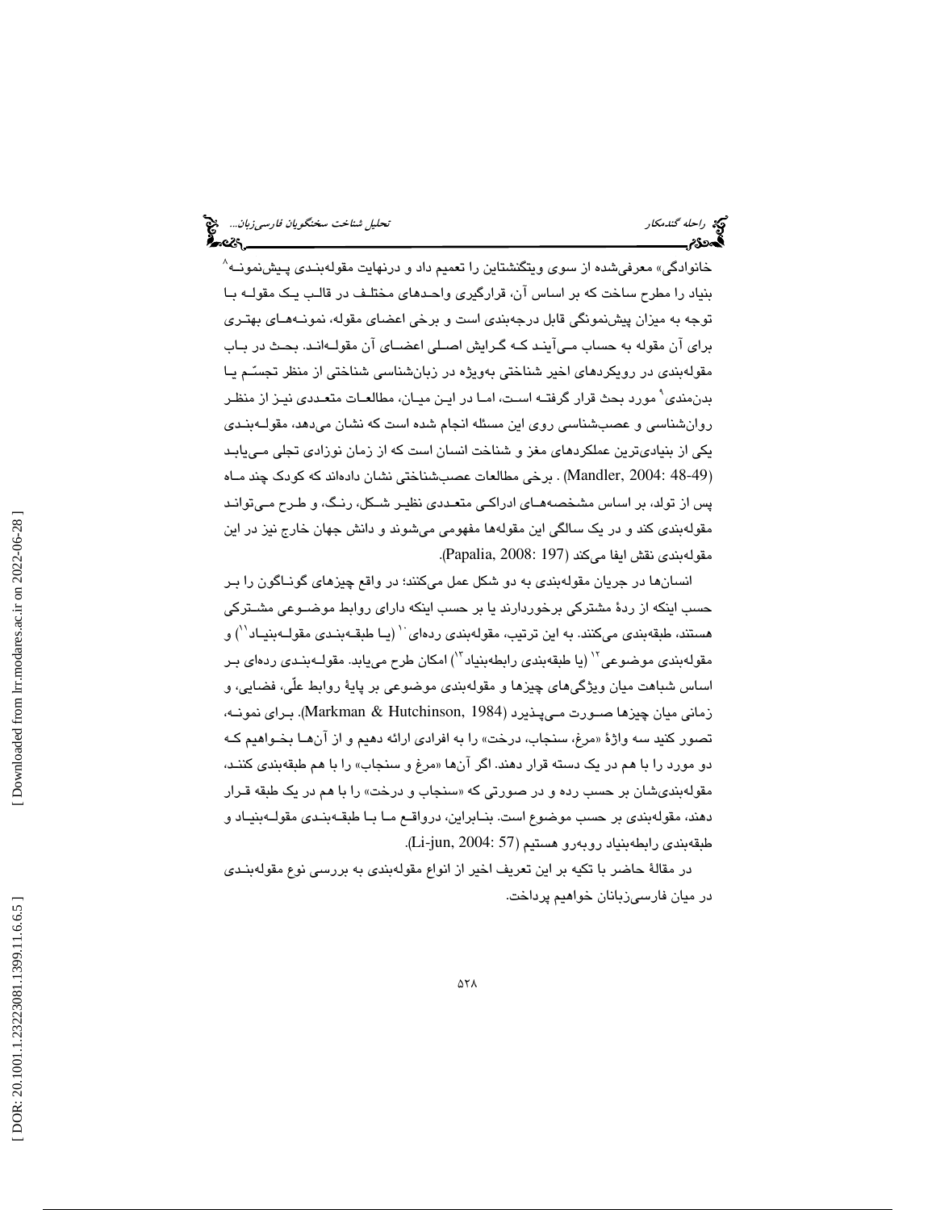خانوادگی» معرفی‌شده از سوی ویتگنشتاین را تعمیم داد و درنهایت مقوله‌بندی پیش‌نمونه[8] بنیاد را مطرح ساخت که بر اساس آن، قرارگیری واحدهای مختلف در قالب یک مقوله با توجه به میزان پیش‌نمونگی قابل درجه‌بندی است و برخی اعضای مقوله، نمونه‌های بهتری برای آن مقوله به حساب می‌آیند که گرایش اصلی اعضای آن مقوله‌اند. بحث در باب مقوله‌بندی در رویکردهای اخیر شناختی به‌ویژه در زبان‌شناسی شناختی از منظر تجسّم یا بدن‌مندی[9] مورد بحث قرار گرفته است، اما در این میان، مطالعات متعددی نیز از منظر روان‌شناسی و عصب‌شناسی روی این مسئله انجام شده است که نشان می‌دهد، مقوله‌بندی یکی از بنیادی‌ترین عملکردهای مغز و شناخت انسان است که از زمان نوزادی تجلی می‌یابد (Mandler, 2004: 48-49) . برخی مطالعات عصب‌شناختی نشان داده‌اند که کودک چند ماه پس از تولد، بر اساس مشخصه‌های ادراکی متعددی نظیر شکل، رنگ، و طرح می‌توانند مقوله‌بندی کند و در یک سالگی این مقوله‌ها مفهومی می‌شوند و دانش جهان خارج نیز در این مقوله‌بندی نقش ایفا می‌کند (Papalia, 2008: 197).

انسان‌ها در جریان مقوله‌بندی به دو شکل عمل می‌کنند؛ در واقع چیزهای گوناگون را بر حسب اینکه از ردهٔ مشترکی برخوردارند یا بر حسب اینکه دارای روابط موضوعی مشترکی هستند، طبقه‌بندی می‌کنند. به این ترتیب، مقوله‌بندی رده‌ای[10] (یا طبقه‌بندی مقوله‌بنیاد[11]) و مقوله‌بندی موضوعی[12] (یا طبقه‌بندی رابطه‌بنیاد[13]) امکان طرح می‌یابد. مقوله‌بندی رده‌ای بر اساس شباهت میان ویژگی‌های چیزها و مقوله‌بندی موضوعی بر پایهٔ روابط علّی، فضایی، و زمانی میان چیزها صورت می‌پذیرد (Markman & Hutchinson, 1984). برای نمونه، تصور کنید سه واژهٔ «مرغ، سنجاب، درخت» را به افرادی ارائه دهیم و از آن‌ها بخواهیم که دو مورد را با هم در یک دسته قرار دهند. اگر آن‌ها «مرغ و سنجاب» را با هم طبقه‌بندی کنند، مقوله‌بندی‌شان بر حسب رده و در صورتی که «سنجاب و درخت» را با هم در یک طبقه قرار دهند، مقوله‌بندی بر حسب موضوع است. بنابراین، درواقع ما با طبقه‌بندی مقوله‌بنیاد و طبقه‌بندی رابطه‌بنیاد روبه‌رو هستیم (Li-jun, 2004: 57).

در مقالهٔ حاضر با تکیه بر این تعریف اخیر از انواع مقوله‌بندی به بررسی نوع مقوله‌بندی در میان فارسی‌زبانان خواهیم پرداخت.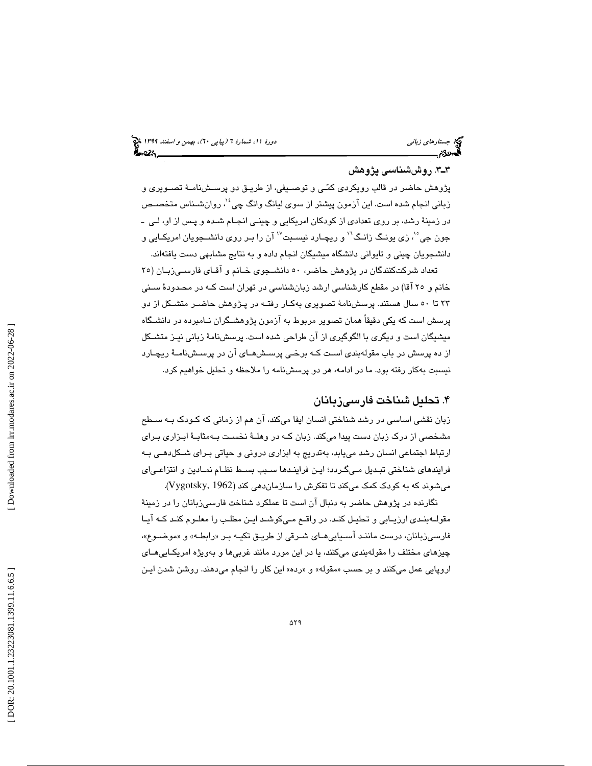### ۳ـ۳. روش‌شناسی پژوهش

پژوهش حاضر در قالب رویکردی کمّی و توصیفی، از طریق دو پرسش‌نامهٔ تصویری و زبانی انجام شده است. این آزمون پیشتر از سوی لیانگ وانگ چی[14]، روان‌شناس متخصص در زمینهٔ رشد، بر روی تعدادی از کودکان امریکایی و چینی انجام شده و پس از او، لی ـ جون جی[15]، زی یونگ زانگ[16] و ریچارد نیسبت[17] آن را بر روی دانشجویان امریکایی و دانشجویان چینی و تایوانی دانشگاه میشیگان انجام داده و به نتایج مشابهی دست یافته‌اند.

تعداد شرکت‌کنندگان در پژوهش حاضر، ۵۰ دانشجوی خانم و آقای فارسی‌زبان (۲۵ خانم و ۲۵ آقا) در مقطع کارشناسی ارشد زبان‌شناسی در تهران است که در محدودهٔ سنی ۲۳ تا ۵۰ سال هستند. پرسش‌نامهٔ تصویری به‌کار رفته در پژوهش حاضر متشکل از دو پرسش است که یکی دقیقاً همان تصویر مربوط به آزمون پژوهشگران نامبرده در دانشگاه میشیگان است و دیگری با الگوگیری از آن طراحی شده است. پرسش‌نامهٔ زبانی نیز متشکل از ده پرسش در باب مقوله‌بندی است که برخی پرسش‌های آن در پرسش‌نامهٔ ریچارد نیسبت به‌کار رفته بود. ما در ادامه، هر دو پرسش‌نامه را ملاحظه و تحلیل خواهیم کرد.

## ۴. تحلیل شناخت فارسی‌زبانان

زبان نقشی اساسی در رشد شناختی انسان ایفا می‌کند، آن هم از زمانی که کودک به سطح مشخصی از درک زبان دست پیدا می‌کند. زبان که در وهلهٔ نخست به‌مثابهٔ ابزاری برای ارتباط اجتماعی انسان رشد می‌یابد، به‌تدریج به ابزاری درونی و حیاتی برای شکل‌دهی به فرایندهای شناختی تبدیل می‌گردد؛ این فرایندها سبب بسط نظام نمادین و انتزاعی‌ای می‌شوند که به کودک کمک می‌کند تا تفکرش را سازمان‌دهی کند (Vygotsky, 1962).

نگارنده در پژوهش حاضر به دنبال آن است تا عملکرد شناخت فارسی‌زبانان را در زمینهٔ مقوله‌بندی ارزیابی و تحلیل کند. در واقع می‌کوشد این مطلب را معلوم کند که آیا فارسی‌زبانان، درست مانند آسیایی‌های شرقی از طریق تکیه بر «رابطه» و «موضوع»، چیزهای مختلف را مقوله‌بندی می‌کنند، یا در این مورد مانند غربی‌ها و به‌ویژه امریکایی‌های اروپایی عمل می‌کنند و بر حسب «مقوله» و «رده» این کار را انجام می‌دهند. روشن شدن این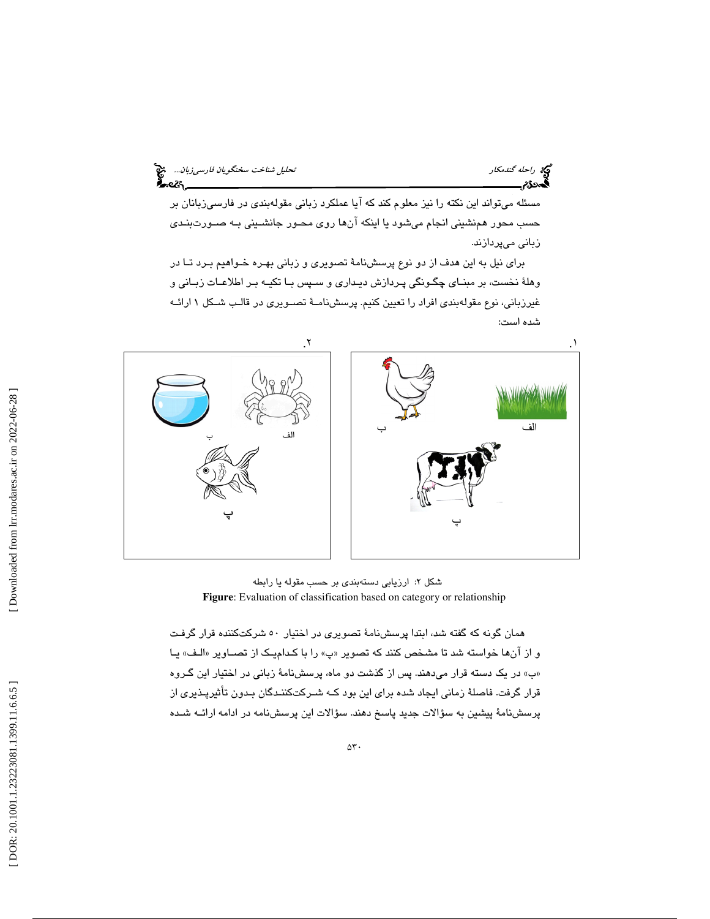مسئله می‌تواند این نکته را نیز معلوم کند که آیا عملکرد زبانی مقوله‌بندی در فارسی‌زبانان بر حسب محور همنشینی انجام می‌شود یا اینکه آن‌ها روی محور جانشینی به صورت‌بندی زبانی می‌پردازند.

برای نیل به این هدف از دو نوع پرسش‌نامهٔ تصویری و زبانی بهره خواهیم برد تا در وهلهٔ نخست، بر مبنای چگونگی پردازش دیداری و سپس با تکیه بر اطلاعات زبانی و غیرزبانی، نوع مقوله‌بندی افراد را تعیین کنیم. پرسش‌نامهٔ تصویری در قالب شکل ۱ ارائه شده است:

۱. الف ب پ

۲. الف ب پ

شکل ۲: ارزیابی دسته‌بندی بر حسب مقوله یا رابطه

**Figure**: Evaluation of classification based on category or relationship

همان گونه که گفته شد، ابتدا پرسش‌نامهٔ تصویری در اختیار ۵۰ شرکت‌کننده قرار گرفت و از آن‌ها خواسته شد تا مشخص کنند که تصویر «پ» را با کدام‌یک از تصاویر «الف» یا «ب» در یک دسته قرار می‌دهند. پس از گذشت دو ماه، پرسش‌نامهٔ زبانی در اختیار این گروه قرار گرفت. فاصلهٔ زمانی ایجاد شده برای این بود که شرکت‌کنندگان بدون تأثیرپذیری از پرسش‌نامهٔ پیشین به سؤالات جدید پاسخ دهند. سؤالات این پرسش‌نامه در ادامه ارائه شده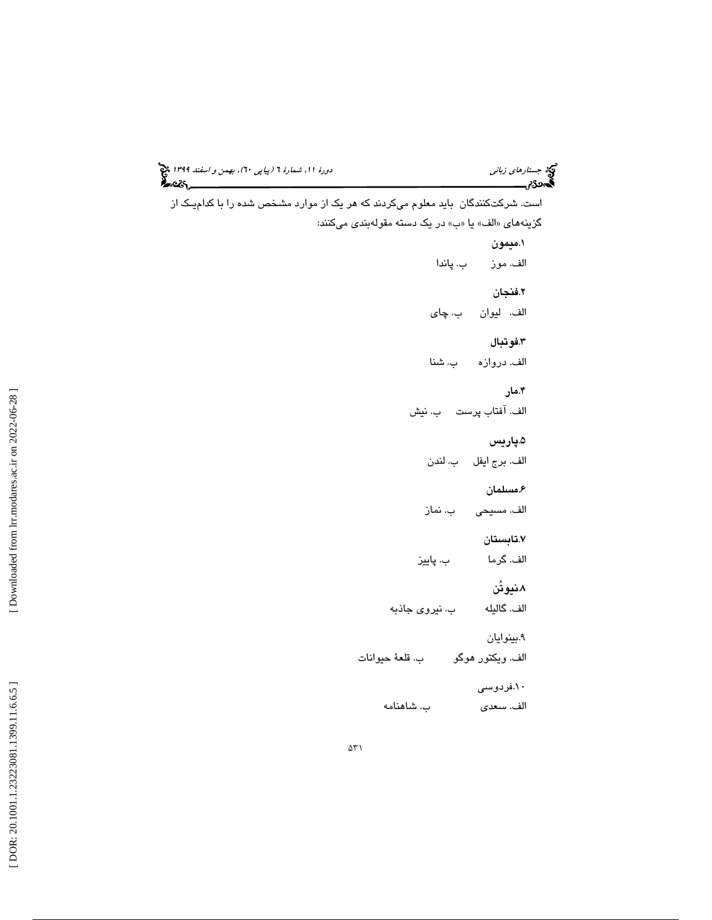است. شرکت‌کنندگان باید معلوم می‌کردند که هر یک از موارد مشخص شده را با کدام‌یک از گزینه‌های «الف» یا «ب» در یک دسته مقوله‌بندی می‌کنند:

**۱.میمون**

الف. موز ب. پاندا

**۲.فنجان**

الف. لیوان ب. چای

**۳.فوتبال**

الف. دروازه ب. شنا

**۴.مار**

الف. آفتاب پرست ب. نیش

**۵.پاریس**

الف. برج ایفل ب. لندن

**۶.مسلمان**

الف. مسیحی ب. نماز

**۷.تابستان**

الف. گرما ب. پاییز

**۸.نیوتُن**

الف. گالیله ب. نیروی جاذبه

۹.بینوایان

الف. ویکتور هوگو ب. قلعهٔ حیوانات

۱۰.فردوسی

الف. سعدی ب. شاهنامه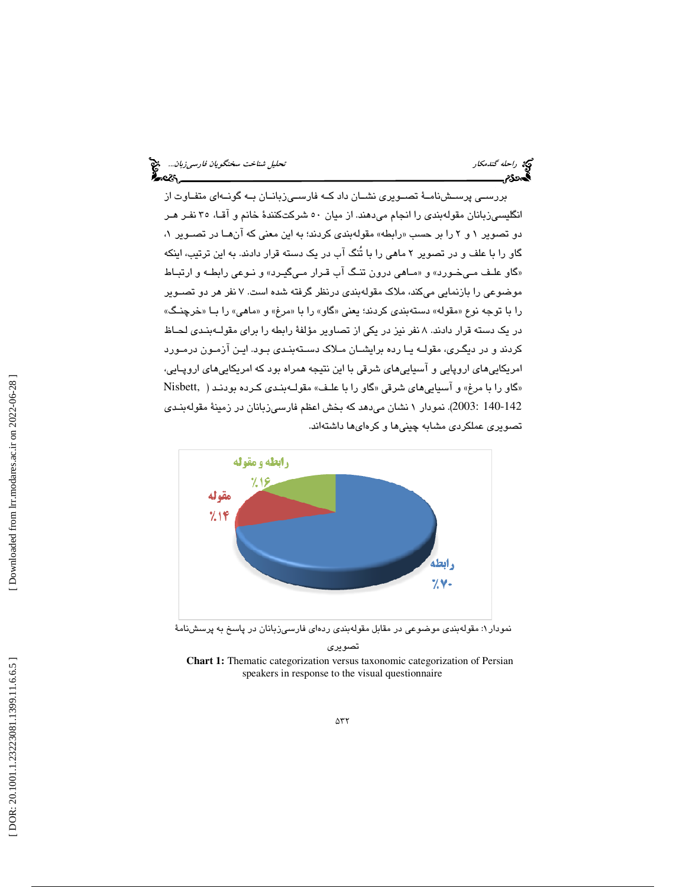بررسی پرسش‌نامهٔ تصویری نشان داد که فارسی‌زبانان به گونه‌ای متفاوت از انگلیسی‌زبانان مقوله‌بندی را انجام می‌دهند. از میان ۵۰ شرکت‌کنندهٔ خانم و آقا، ۳۵ نفر هر دو تصویر ۱ و ۲ را بر حسب «رابطه» مقوله‌بندی کردند؛ به این معنی که آن‌ها در تصویر ۱، گاو را با علف و در تصویر ۲ ماهی را با تُنگ آب در یک دسته قرار دادند. به این ترتیب، اینکه «گاو علف می‌خورد» و «ماهی درون تنگ آب قرار می‌گیرد» و نوعی رابطه و ارتباط موضوعی را بازنمایی می‌کند، ملاک مقوله‌بندی درنظر گرفته شده است. ۷ نفر هر دو تصویر را با توجه نوع «مقوله» دسته‌بندی کردند؛ یعنی «گاو» را با «مرغ» و «ماهی» را با «خرچنگ» در یک دسته قرار دادند. ۸ نفر نیز در یکی از تصاویر مؤلفهٔ رابطه را برای مقوله‌بندی لحاظ کردند و در دیگری، مقوله یا رده برایشان ملاک دسته‌بندی بود. این آزمون درمورد امریکایی‌های اروپایی و آسیایی‌های شرقی با این نتیجه همراه بود که امریکایی‌های اروپایی، «گاو را با مرغ» و آسیایی‌های شرقی «گاو را با علف» مقوله‌بندی کرده بودند (Nisbett, 2003: 140-142). نمودار ۱ نشان می‌دهد که بخش اعظم فارسی‌زبانان در زمینهٔ مقوله‌بندی تصویری عملکردی مشابه چینی‌ها و کره‌ای‌ها داشته‌اند.

| رابطه | مقوله | رابطه و مقوله |
| --- | --- | --- |
| ٪۷۰ | ٪۱۴ | ٪۱۶ |

نمودار ۱: مقوله‌بندی موضوعی در مقابل مقوله‌بندی رده‌ای فارسی‌زبانان در پاسخ به پرسش‌نامهٔ تصویری

**Chart 1:** Thematic categorization versus taxonomic categorization of Persian speakers in response to the visual questionnaire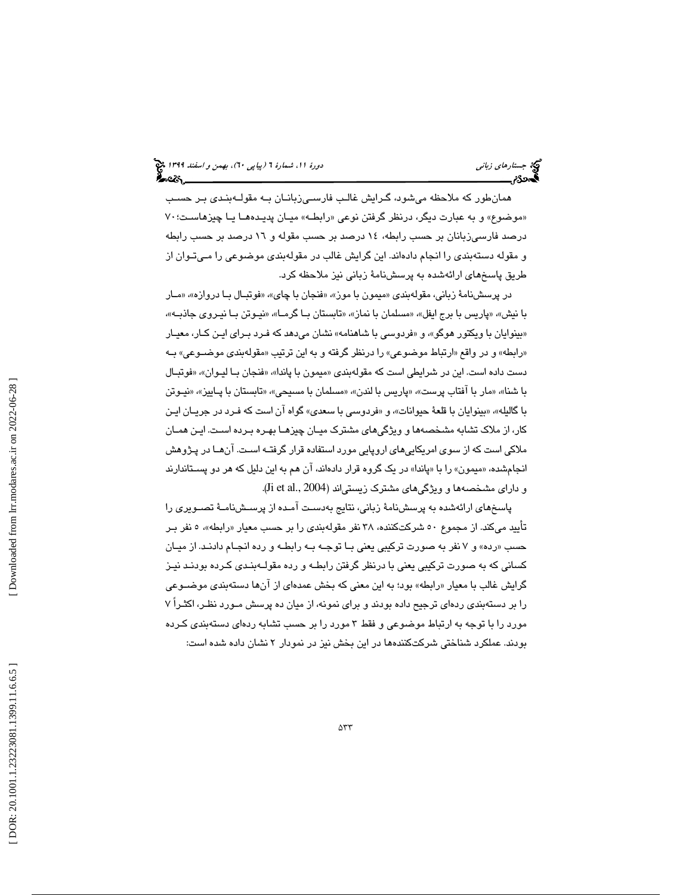همان‌طور که ملاحظه می‌شود، گرایش غالب فارسی‌زبانان به مقوله‌بندی بر حسب «موضوع» و به عبارت دیگر، درنظر گرفتن نوعی «رابطه» میان پدیده‌ها یا چیزهاست؛ ۷۰ درصد فارسی‌زبانان بر حسب رابطه، ۱۴ درصد بر حسب مقوله و ۱۶ درصد بر حسب رابطه و مقوله دسته‌بندی را انجام داده‌اند. این گرایش غالب در مقوله‌بندی موضوعی را می‌توان از طریق پاسخ‌های ارائه‌شده به پرسش‌نامهٔ زبانی نیز ملاحظه کرد.

در پرسش‌نامهٔ زبانی، مقوله‌بندی «میمون با موز»، «فنجان با چای»، «فوتبال با دروازه»، «مار با نیش»، «پاریس با برج ایفل»، «مسلمان با نماز»، «تابستان با گرما»، «نیوتن با نیروی جاذبه»، «بینوایان با ویکتور هوگو»، و «فردوسی با شاهنامه» نشان می‌دهد که فرد برای این کار، معیار «رابطه» و در واقع «ارتباط موضوعی» را درنظر گرفته و به این ترتیب «مقوله‌بندی موضوعی» به دست داده است. این در شرایطی است که مقوله‌بندی «میمون با پاندا»، «فنجان با لیوان»، «فوتبال با شنا»، «مار با آفتاب پرست»، «پاریس با لندن»، «مسلمان با مسیحی»، «تابستان با پاییز»، «نیوتن با گالیله»، «بینوایان با قلعهٔ حیوانات»، و «فردوسی با سعدی» گواه آن است که فرد در جریان این کار، از ملاک تشابه مشخصه‌ها و ویژگی‌های مشترک میان چیزها بهره برده است. این همان ملاکی است که از سوی امریکایی‌های اروپایی مورد استفاده قرار گرفته است. آن‌ها در پژوهش انجام‌شده، «میمون» را با «پاندا» در یک گروه قرار داده‌اند، آن هم به این دلیل که هر دو پستاندارند و دارای مشخصه‌ها و ویژگی‌های مشترک زیستی‌اند (Ji et al., 2004).

پاسخ‌های ارائه‌شده به پرسش‌نامهٔ زبانی، نتایج به‌دست آمده از پرسش‌نامهٔ تصویری را تأیید می‌کند. از مجموع ۵۰ شرکت‌کننده، ۳۸ نفر مقوله‌بندی را بر حسب معیار «رابطه»، ۵ نفر بر حسب «رده» و ۷ نفر به صورت ترکیبی یعنی با توجه به رابطه و رده انجام دادند. از میان کسانی که به صورت ترکیبی یعنی با درنظر گرفتن رابطه و رده مقوله‌بندی کرده بودند نیز گرایش غالب با معیار «رابطه» بود؛ به این معنی که بخش عمده‌ای از آن‌ها دسته‌بندی موضوعی را بر دسته‌بندی رده‌ای ترجیح داده بودند و برای نمونه، از میان ده پرسش مورد نظر، اکثراً ۷ مورد را با توجه به ارتباط موضوعی و فقط ۳ مورد را بر حسب تشابه رده‌ای دسته‌بندی کرده بودند. عملکرد شناختی شرکت‌کننده‌ها در این بخش نیز در نمودار ۲ نشان داده شده است: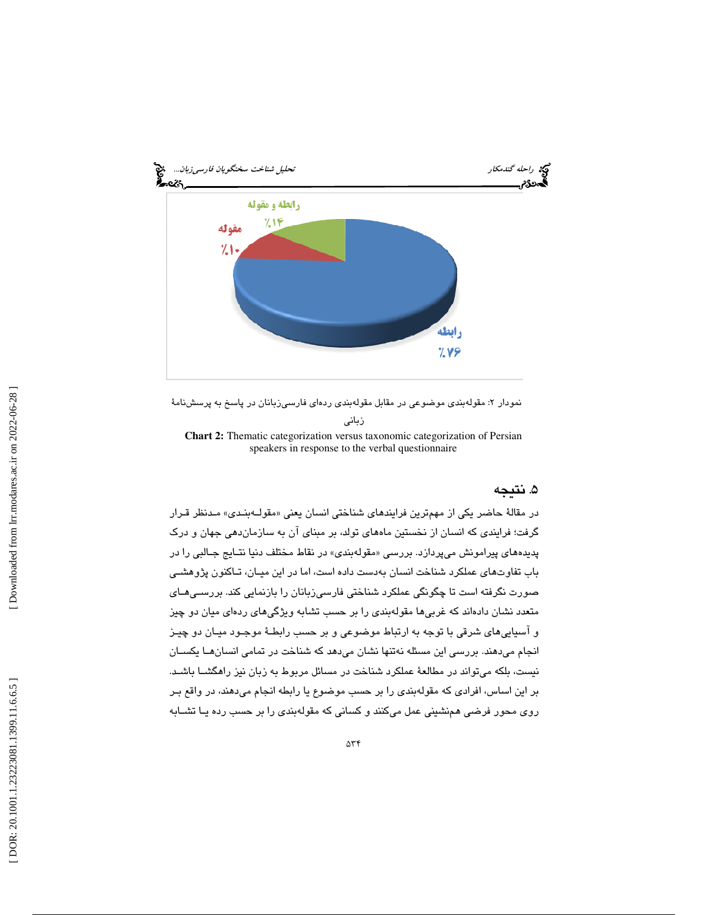رابطه و مقوله
٪۱۴

مقوله
٪۱۰

رابطه
٪۷۶

نمودار ۲: مقوله‌بندی موضوعی در مقابل مقوله‌بندی رده‌ای فارسی‌زبانان در پاسخ به پرسش‌نامۀ زبانی

**Chart 2:** Thematic categorization versus taxonomic categorization of Persian speakers in response to the verbal questionnaire

## ۵. نتیجه

در مقالۀ حاضر یکی از مهم‌ترین فرایندهای شناختی انسان یعنی «مقوله‌بندی» مدنظر قرار گرفت؛ فرایندی که انسان از نخستین ماه‌های تولد، بر مبنای آن به سازمان‌دهی جهان و درک پدیده‌های پیرامونش می‌پردازد. بررسی «مقوله‌بندی» در نقاط مختلف دنیا نتایج جالبی را در باب تفاوت‌های عملکرد شناخت انسان به‌دست داده است، اما در این میان، تاکنون پژوهشی صورت نگرفته است تا چگونگی عملکرد شناختی فارسی‌زبانان را بازنمایی کند. بررسی‌های متعدد نشان داده‌اند که غربی‌ها مقوله‌بندی را بر حسب تشابه ویژگی‌های رده‌ای میان دو چیز و آسیایی‌های شرقی با توجه به ارتباط موضوعی و بر حسب رابطۀ موجود میان دو چیز انجام می‌دهند. بررسی این مسئله نه‌تنها نشان می‌دهد که شناخت در تمامی انسان‌ها یکسان نیست، بلکه می‌تواند در مطالعۀ عملکرد شناخت در مسائل مربوط به زبان نیز راهگشا باشد. بر این اساس، افرادی که مقوله‌بندی را بر حسب موضوع یا رابطه انجام می‌دهند، در واقع بر روی محور فرضی همنشینی عمل می‌کنند و کسانی که مقوله‌بندی را بر حسب رده یا تشابه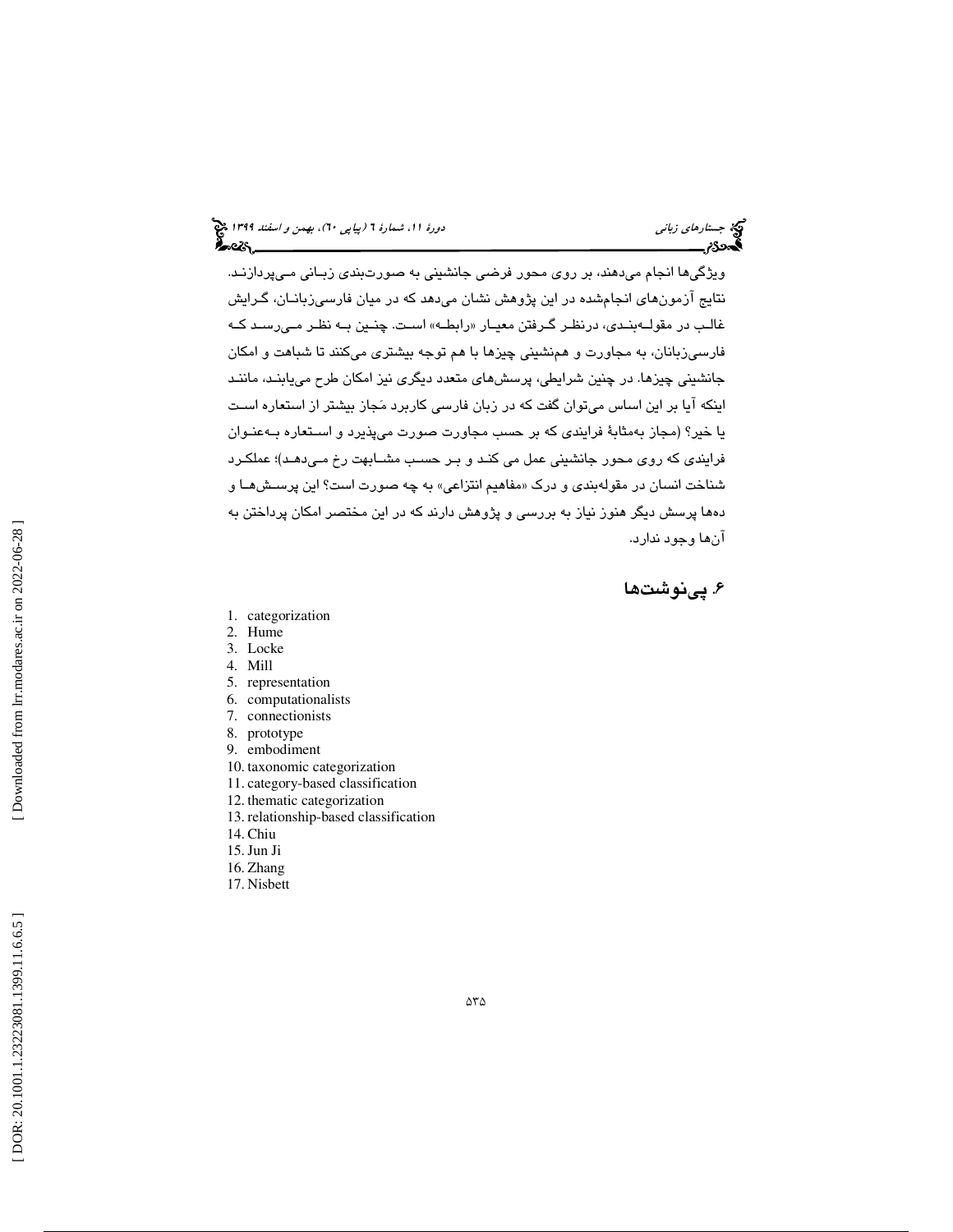ویژگی‌ها انجام می‌دهند، بر روی محور فرضی جانشینی به صورت‌بندی زبانی می‌پردازند. نتایج آزمون‌های انجام‌شده در این پژوهش نشان می‌دهد که در میان فارسی‌زبانان، گرایش غالب در مقوله‌بندی، درنظر گرفتن معیار «رابطه» است. چنین به نظر می‌رسد که فارسی‌زبانان، به مجاورت و هم‌نشینی چیزها با هم توجه بیشتری می‌کنند تا شباهت و امکان جانشینی چیزها. در چنین شرایطی، پرسش‌های متعدد دیگری نیز امکان طرح می‌یابند، مانند اینکه آیا بر این اساس می‌توان گفت که در زبان فارسی کاربرد مَجاز بیشتر از استعاره است یا خیر؟ (مجاز به‌مثابهٔ فرایندی که بر حسب مجاورت صورت می‌پذیرد و استعاره به‌عنوان فرایندی که روی محور جانشینی عمل می کند و بر حسب مشابهت رخ می‌دهد)؛ عملکرد شناخت انسان در مقوله‌بندی و درک «مفاهیم انتزاعی» به چه صورت است؟ این پرسش‌ها و ده‌ها پرسش دیگر هنوز نیاز به بررسی و پژوهش دارند که در این مختصر امکان پرداختن به آن‌ها وجود ندارد.

## ۶. پی‌نوشت‌ها

1. categorization
2. Hume
3. Locke
4. Mill
5. representation
6. computationalists
7. connectionists
8. prototype
9. embodiment
10. taxonomic categorization
11. category-based classification
12. thematic categorization
13. relationship-based classification
14. Chiu
15. Jun Ji
16. Zhang
17. Nisbett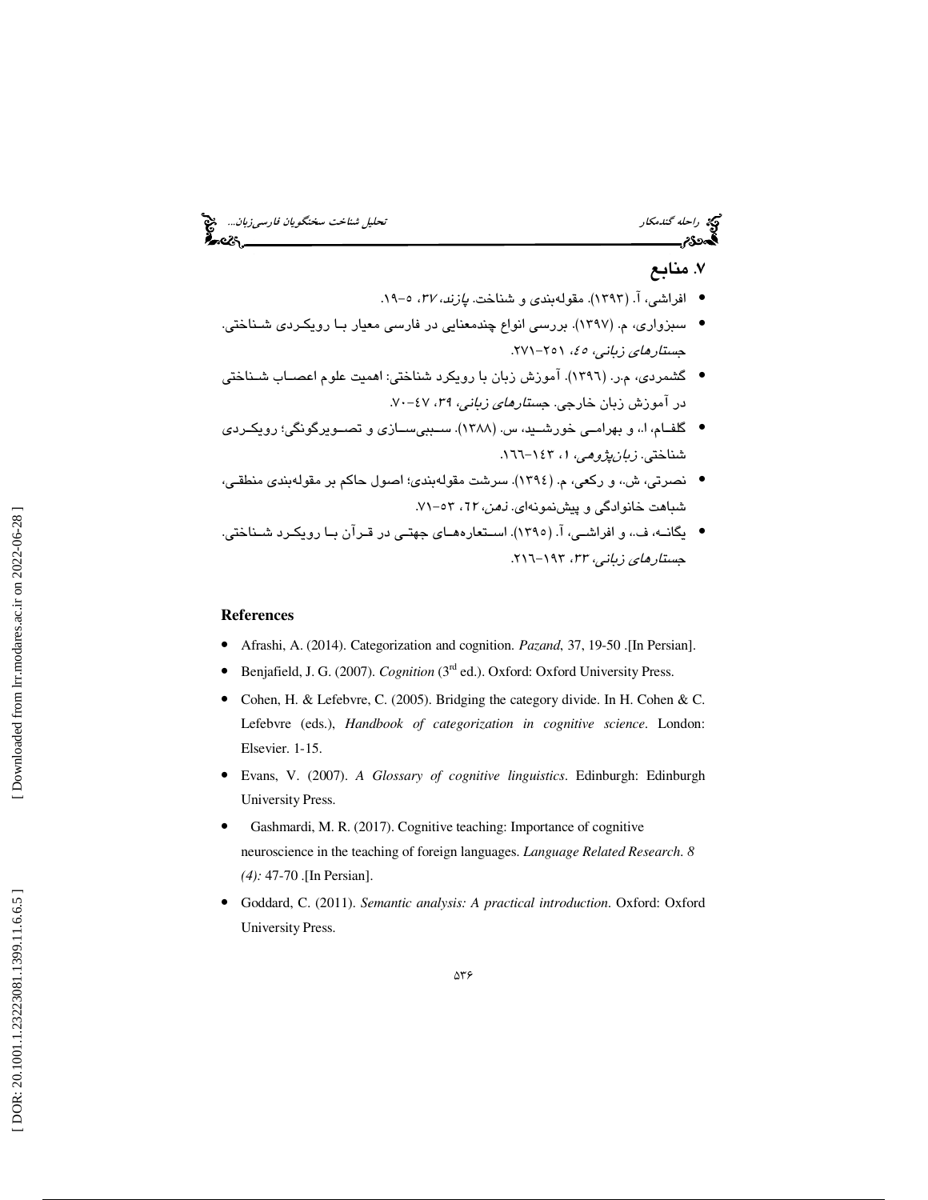## ۷. منابع

- افراشی، آ. (۱۳۹۳). مقوله‌بندی و شناخت. *پازند*، ۳۷، ۵-۱۹.
- سبزواری، م. (۱۳۹۷). بررسی انواع چندمعنایی در فارسی معیار با رویکردی شناختی. *جستارهای زبانی*، ۴۵، ۲۵۱-۲۷۱.
- گشمردی، م.ر. (۱۳۹۶). آموزش زبان با رویکرد شناختی: اهمیت علوم اعصاب شناختی در آموزش زبان خارجی. *جستارهای زبانی*، ۳۹، ۴۷-۷۰.
- گلفام، ا.، و بهرامی خورشید، س. (۱۳۸۸). سببی‌سازی و تصویرگونگی؛ رویکردی شناختی. *زبان‌پژوهی*، ۱، ۱۴۳-۱۶۶.
- نصرتی، ش.، و رکعی، م. (۱۳۹۴). سرشت مقوله‌بندی؛ اصول حاکم بر مقوله‌بندی منطقی، شباهت خانوادگی و پیش‌نمونه‌ای. *ذهن*، ۶۲، ۵۳-۷۱.
- یگانه، ف.، و افراشی، آ. (۱۳۹۵). استعاره‌های جهتی در قرآن با رویکرد شناختی. *جستارهای زبانی*، ۳۳، ۱۹۳-۲۱۶.

## References

- Afrashi, A. (2014). Categorization and cognition. *Pazand*, 37, 19-50 .[In Persian].
- Benjafield, J. G. (2007). *Cognition* (3rd ed.). Oxford: Oxford University Press.
- Cohen, H. & Lefebvre, C. (2005). Bridging the category divide. In H. Cohen & C. Lefebvre (eds.), *Handbook of categorization in cognitive science*. London: Elsevier. 1-15.
- Evans, V. (2007). *A Glossary of cognitive linguistics*. Edinburgh: Edinburgh University Press.
- Gashmardi, M. R. (2017). Cognitive teaching: Importance of cognitive neuroscience in the teaching of foreign languages. *Language Related Research. 8 (4):* 47-70 .[In Persian].
- Goddard, C. (2011). *Semantic analysis: A practical introduction*. Oxford: Oxford University Press.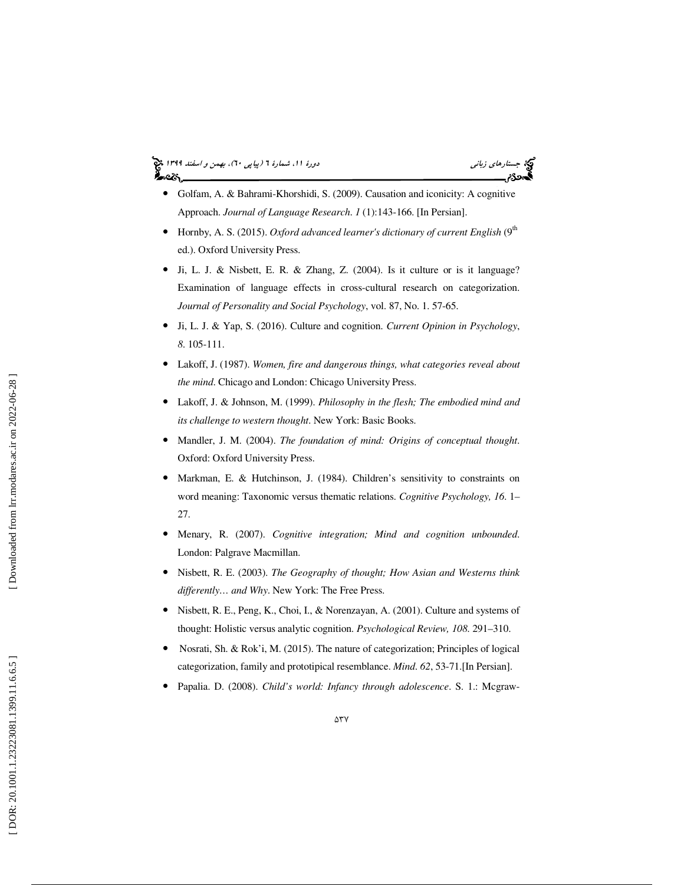- Golfam, A. & Bahrami-Khorshidi, S. (2009). Causation and iconicity: A cognitive Approach. *Journal of Language Research. 1* (1):143-166. [In Persian].
- Hornby, A. S. (2015). *Oxford advanced learner's dictionary of current English* (9th ed.). Oxford University Press.
- Ji, L. J. & Nisbett, E. R. & Zhang, Z. (2004). Is it culture or is it language? Examination of language effects in cross-cultural research on categorization. *Journal of Personality and Social Psychology*, vol. 87, No. 1. 57-65.
- Ji, L. J. & Yap, S. (2016). Culture and cognition. *Current Opinion in Psychology*, *8*. 105-111.
- Lakoff, J. (1987). *Women, fire and dangerous things, what categories reveal about the mind*. Chicago and London: Chicago University Press.
- Lakoff, J. & Johnson, M. (1999). *Philosophy in the flesh; The embodied mind and its challenge to western thought*. New York: Basic Books.
- Mandler, J. M. (2004). *The foundation of mind: Origins of conceptual thought*. Oxford: Oxford University Press.
- Markman, E. & Hutchinson, J. (1984). Children's sensitivity to constraints on word meaning: Taxonomic versus thematic relations. *Cognitive Psychology, 16*. 1–27.
- Menary, R. (2007). *Cognitive integration; Mind and cognition unbounded*. London: Palgrave Macmillan.
- Nisbett, R. E. (2003). *The Geography of thought; How Asian and Westerns think differently… and Why*. New York: The Free Press.
- Nisbett, R. E., Peng, K., Choi, I., & Norenzayan, A. (2001). Culture and systems of thought: Holistic versus analytic cognition. *Psychological Review, 108*. 291–310.
- Nosrati, Sh. & Rok'i, M. (2015). The nature of categorization; Principles of logical categorization, family and prototipical resemblance. *Mind. 62*, 53-71.[In Persian].
- Papalia. D. (2008). *Child's world: Infancy through adolescence*. S. 1.: Mcgraw-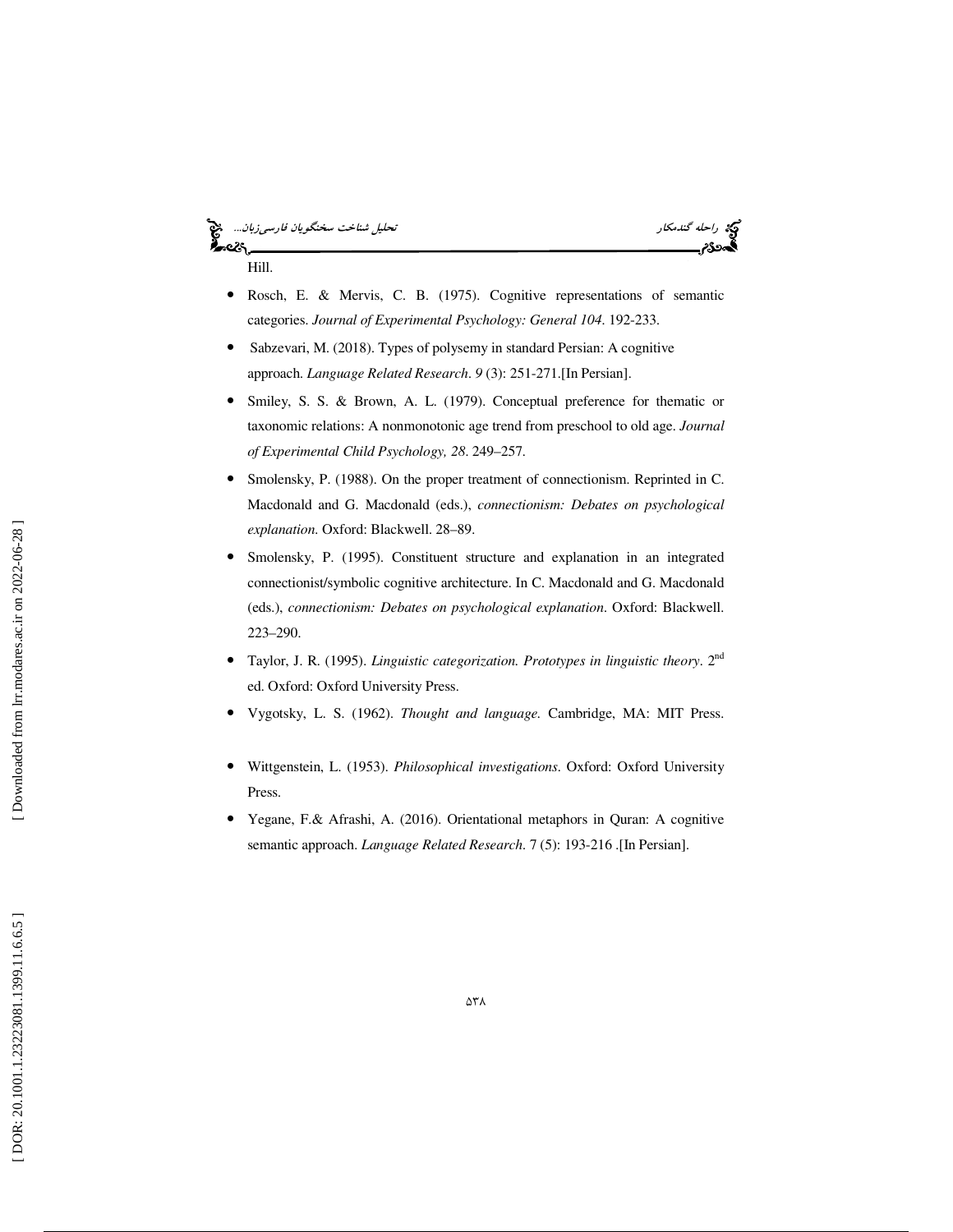Hill.

- Rosch, E. & Mervis, C. B. (1975). Cognitive representations of semantic categories. *Journal of Experimental Psychology: General 104*. 192-233.
- Sabzevari, M. (2018). Types of polysemy in standard Persian: A cognitive approach. *Language Related Research*. *9* (3): 251-271.[In Persian].
- Smiley, S. S. & Brown, A. L. (1979). Conceptual preference for thematic or taxonomic relations: A nonmonotonic age trend from preschool to old age. *Journal of Experimental Child Psychology, 28*. 249–257.
- Smolensky, P. (1988). On the proper treatment of connectionism. Reprinted in C. Macdonald and G. Macdonald (eds.), *connectionism: Debates on psychological explanation*. Oxford: Blackwell. 28–89.
- Smolensky, P. (1995). Constituent structure and explanation in an integrated connectionist/symbolic cognitive architecture. In C. Macdonald and G. Macdonald (eds.), *connectionism: Debates on psychological explanation*. Oxford: Blackwell. 223–290.
- Taylor, J. R. (1995). *Linguistic categorization. Prototypes in linguistic theory*. 2nd ed. Oxford: Oxford University Press.
- Vygotsky, L. S. (1962). *Thought and language.* Cambridge, MA: MIT Press.
- Wittgenstein, L. (1953). *Philosophical investigations*. Oxford: Oxford University Press.
- Yegane, F.& Afrashi, A. (2016). Orientational metaphors in Quran: A cognitive semantic approach. *Language Related Research*. 7 (5): 193-216 .[In Persian].